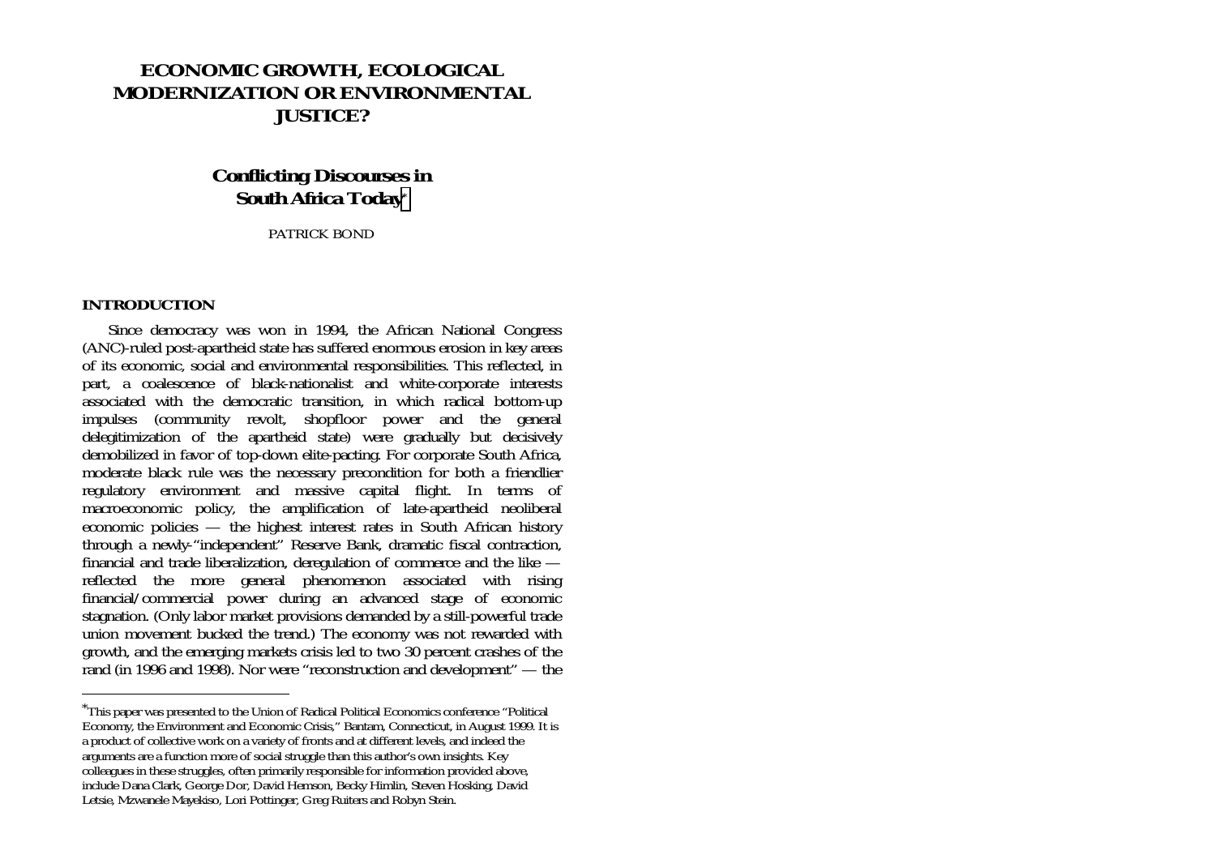# ECONOMIC GROWTH, ECOLOGICAL MODERNIZATION OR ENVIRONMENTAL JUSTICE?

## Conflicting Discourses in South Africa Today*

PATRICK BOND

### INTRODUCTION

Since democracy was won in 1994, the African National Congress (ANC)-ruled post-apartheid state has suffered enormous erosion in key areas of its economic, social and environmental responsibilities. This reflected, in part, a coalescence of black-nationalist and white-corporate interests associated with the democratic transition, in which radical bottom-up impulses (community revolt, shopfloor power and the general delegitimization of the apartheid state) were gradually but decisively demobilized in favor of top-down elite-pacting. For corporate South Africa, moderate black rule was the necessary precondition for both a friendlier regulatory environment and massive capital flight. In terms of macroeconomic policy, the amplification of late-apartheid neoliberal economic policies — the highest interest rates in South African history through a newly-"independent" Reserve Bank, dramatic fiscal contraction, financial and trade liberalization, deregulation of commerce and the like — reflected the more general phenomenon associated with rising financial/commercial power during an advanced stage of economic stagnation. (Only labor market provisions demanded by a still-powerful trade union movement bucked the trend.) The economy was not rewarded with growth, and the emerging markets crisis led to two 30 percent crashes of the rand (in 1996 and 1998). Nor were "reconstruction and development" — the

---

*This paper was presented to the Union of Radical Political Economics conference "Political Economy, the Environment and Economic Crisis," Bantam, Connecticut, in August 1999. It is a product of collective work on a variety of fronts and at different levels, and indeed the arguments are a function more of social struggle than this author's own insights. Key colleagues in these struggles, often primarily responsible for information provided above, include Dana Clark, George Dor, David Hemson, Becky Himlin, Steven Hosking, David Letsie, Mzwanele Mayekiso, Lori Pottinger, Greg Ruiters and Robyn Stein.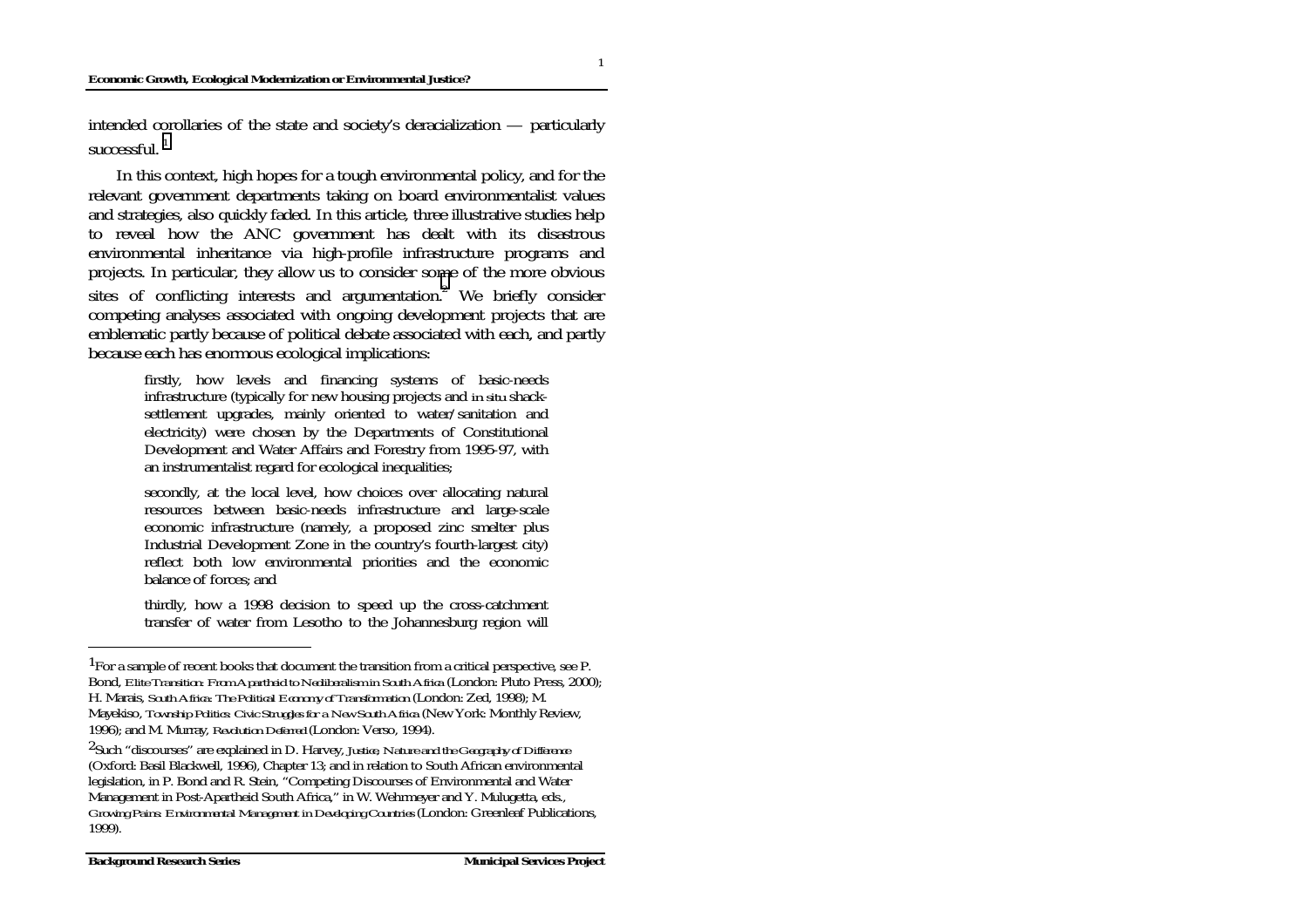intended corollaries of the state and society's deracialization — particularly successful.[1]

In this context, high hopes for a tough environmental policy, and for the relevant government departments taking on board environmentalist values and strategies, also quickly faded. In this article, three illustrative studies help to reveal how the ANC government has dealt with its disastrous environmental inheritance via high-profile infrastructure programs and projects. In particular, they allow us to consider some of the more obvious sites of conflicting interests and argumentation.[2] We briefly consider competing analyses associated with ongoing development projects that are emblematic partly because of political debate associated with each, and partly because each has enormous ecological implications:

> firstly, how levels and financing systems of basic-needs infrastructure (typically for new housing projects and *in situ* shack-settlement upgrades, mainly oriented to water/sanitation and electricity) were chosen by the Departments of Constitutional Development and Water Affairs and Forestry from 1995-97, with an instrumentalist regard for ecological inequalities;
>
> secondly, at the local level, how choices over allocating natural resources between basic-needs infrastructure and large-scale economic infrastructure (namely, a proposed zinc smelter plus Industrial Development Zone in the country's fourth-largest city) reflect both low environmental priorities and the economic balance of forces; and
>
> thirdly, how a 1998 decision to speed up the cross-catchment transfer of water from Lesotho to the Johannesburg region will

---

[1] For a sample of recent books that document the transition from a critical perspective, see P. Bond, *Elite Transition: From Apartheid to Neoliberalism in South Africa* (London: Pluto Press, 2000); H. Marais, *South Africa: The Political Economy of Transformation* (London: Zed, 1998); M. Mayekiso, *Township Politics: Civic Struggles for a New South Africa* (New York: Monthly Review, 1996); and M. Murray, *Revolution Deferred* (London: Verso, 1994).

[2] Such "discourses" are explained in D. Harvey, *Justice, Nature and the Geography of Difference* (Oxford: Basil Blackwell, 1996), Chapter 13; and in relation to South African environmental legislation, in P. Bond and R. Stein, "Competing Discourses of Environmental and Water Management in Post-Apartheid South Africa," in W. Wehrmeyer and Y. Mulugetta, eds., *Growing Pains: Environmental Management in Developing Countries* (London: Greenleaf Publications, 1999).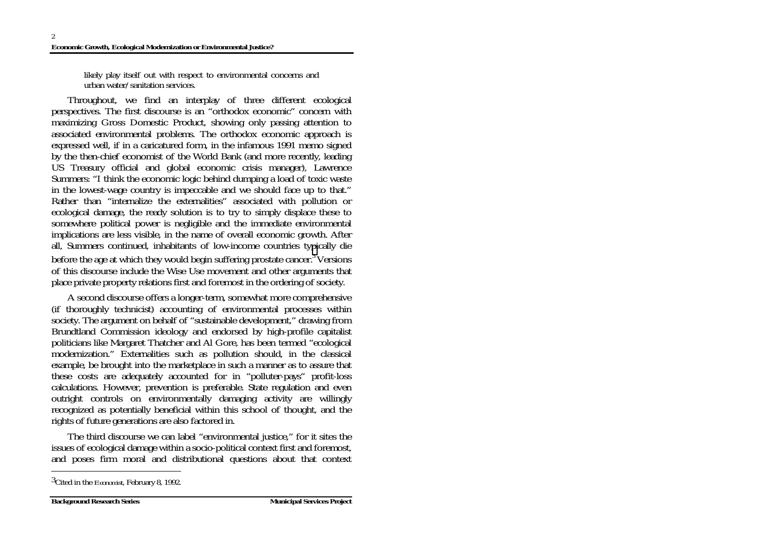likely play itself out with respect to environmental concerns and urban water/sanitation services.

Throughout, we find an interplay of three different ecological perspectives. The first discourse is an "orthodox economic" concern with maximizing Gross Domestic Product, showing only passing attention to associated environmental problems. The orthodox economic approach is expressed well, if in a caricatured form, in the infamous 1991 memo signed by the then-chief economist of the World Bank (and more recently, leading US Treasury official and global economic crisis manager), Lawrence Summers: "I think the economic logic behind dumping a load of toxic waste in the lowest-wage country is impeccable and we should face up to that." Rather than "internalize the externalities" associated with pollution or ecological damage, the ready solution is to try to simply displace these to somewhere political power is negligible and the immediate environmental implications are less visible, in the name of overall economic growth. After all, Summers continued, inhabitants of low-income countries typically die before the age at which they would begin suffering prostate cancer.[3] Versions of this discourse include the Wise Use movement and other arguments that place private property relations first and foremost in the ordering of society.

A second discourse offers a longer-term, somewhat more comprehensive (if thoroughly technicist) accounting of environmental processes within society. The argument on behalf of "sustainable development," drawing from Brundtland Commission ideology and endorsed by high-profile capitalist politicians like Margaret Thatcher and Al Gore, has been termed "ecological modernization." Externalities such as pollution should, in the classical example, be brought into the marketplace in such a manner as to assure that these costs are adequately accounted for in "polluter-pays" profit-loss calculations. However, prevention is preferable. State regulation and even outright controls on environmentally damaging activity are willingly recognized as potentially beneficial within this school of thought, and the rights of future generations are also factored in.

The third discourse we can label "environmental justice," for it sites the issues of ecological damage within a socio-political context first and foremost, and poses firm moral and distributional questions about that context

---

[3] Cited in the *Economist*, February 8, 1992.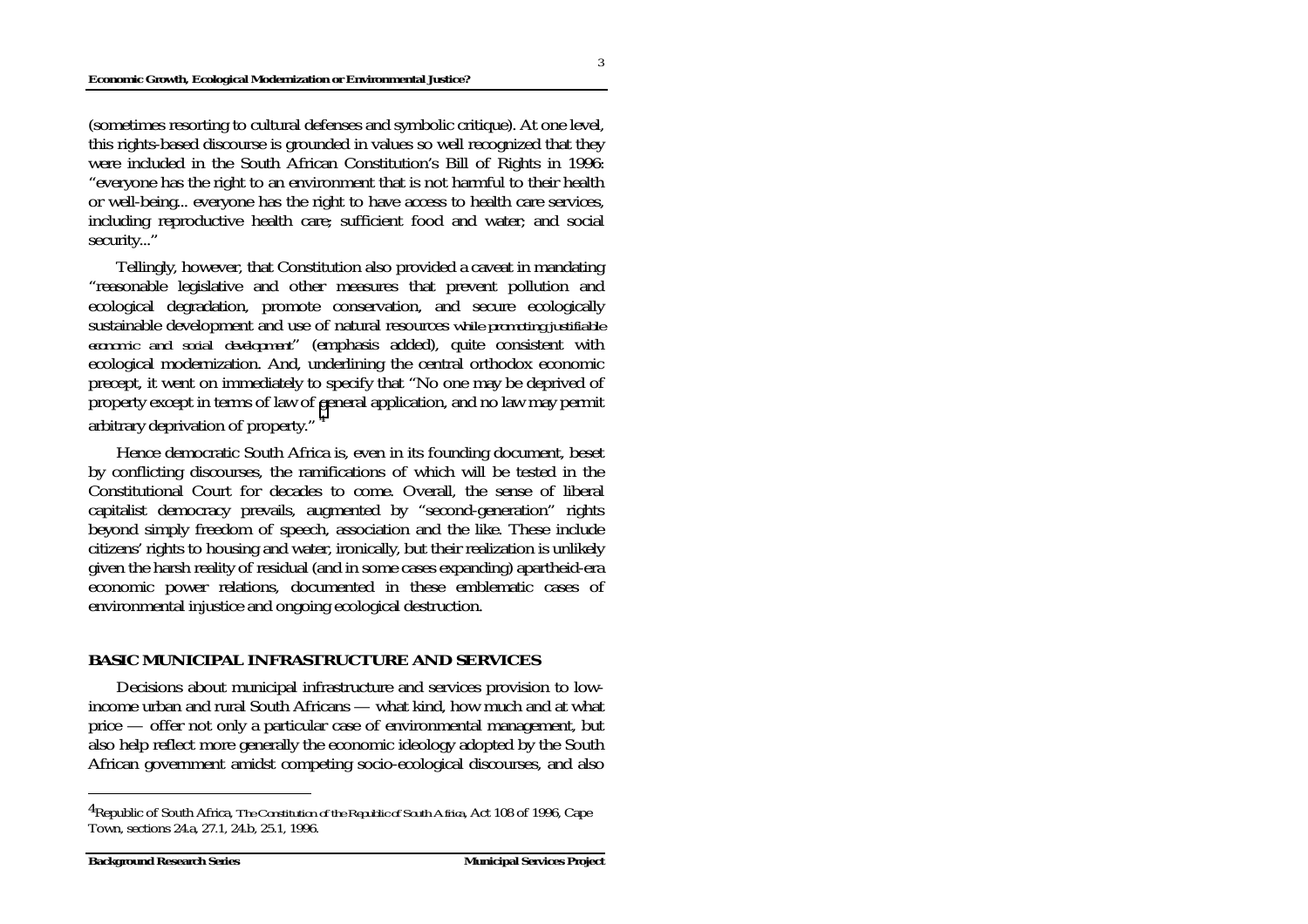(sometimes resorting to cultural defenses and symbolic critique). At one level, this rights-based discourse is grounded in values so well recognized that they were included in the South African Constitution's Bill of Rights in 1996: "everyone has the right to an environment that is not harmful to their health or well-being... everyone has the right to have access to health care services, including reproductive health care; sufficient food and water; and social security..."

Tellingly, however, that Constitution also provided a caveat in mandating "reasonable legislative and other measures that prevent pollution and ecological degradation, promote conservation, and secure ecologically sustainable development and use of natural resources *while promoting justifiable economic and social development*" (emphasis added), quite consistent with ecological modernization. And, underlining the central orthodox economic precept, it went on immediately to specify that "No one may be deprived of property except in terms of law of general application, and no law may permit arbitrary deprivation of property." [4]

Hence democratic South Africa is, even in its founding document, beset by conflicting discourses, the ramifications of which will be tested in the Constitutional Court for decades to come. Overall, the sense of liberal capitalist democracy prevails, augmented by "second-generation" rights beyond simply freedom of speech, association and the like. These include citizens' rights to housing and water, ironically, but their realization is unlikely given the harsh reality of residual (and in some cases expanding) apartheid-era economic power relations, documented in these emblematic cases of environmental injustice and ongoing ecological destruction.

## BASIC MUNICIPAL INFRASTRUCTURE AND SERVICES

Decisions about municipal infrastructure and services provision to low-income urban and rural South Africans — what kind, how much and at what price — offer not only a particular case of environmental management, but also help reflect more generally the economic ideology adopted by the South African government amidst competing socio-ecological discourses, and also

---

[4] Republic of South Africa, *The Constitution of the Republic of South Africa*, Act 108 of 1996, Cape Town, sections 24.a, 27.1, 24.b, 25.1, 1996.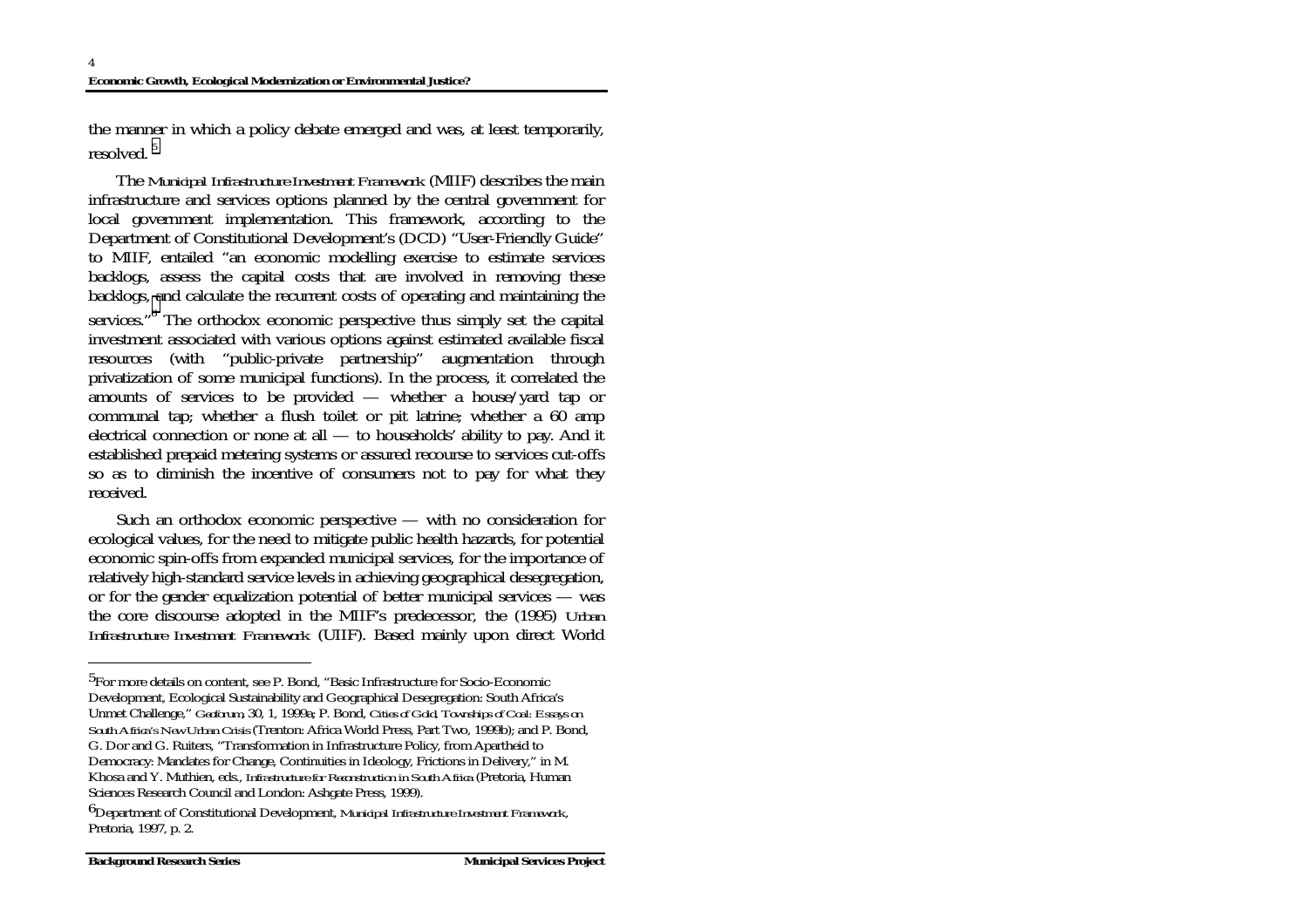the manner in which a policy debate emerged and was, at least temporarily, resolved.[5]

The *Municipal Infrastructure Investment Framework* (MIIF) describes the main infrastructure and services options planned by the central government for local government implementation. This framework, according to the Department of Constitutional Development's (DCD) "User-Friendly Guide" to MIIF, entailed "an economic modelling exercise to estimate services backlogs, assess the capital costs that are involved in removing these backlogs, and calculate the recurrent costs of operating and maintaining the services."[6] The orthodox economic perspective thus simply set the capital investment associated with various options against estimated available fiscal resources (with "public-private partnership" augmentation through privatization of some municipal functions). In the process, it correlated the amounts of services to be provided — whether a house/yard tap or communal tap; whether a flush toilet or pit latrine; whether a 60 amp electrical connection or none at all — to households' ability to pay. And it established prepaid metering systems or assured recourse to services cut-offs so as to diminish the incentive of consumers not to pay for what they received.

Such an orthodox economic perspective — with no consideration for ecological values, for the need to mitigate public health hazards, for potential economic spin-offs from expanded municipal services, for the importance of relatively high-standard service levels in achieving geographical desegregation, or for the gender equalization potential of better municipal services — was the core discourse adopted in the MIIF's predecessor, the (1995) *Urban Infrastructure Investment Framework* (UIIF). Based mainly upon direct World

---

[5] For more details on content, see P. Bond, "Basic Infrastructure for Socio-Economic Development, Ecological Sustainability and Geographical Desegregation: South Africa's Unmet Challenge," *Geoforum*, 30, 1, 1999a; P. Bond, *Cities of Gold, Townships of Coal: Essays on South Africa's New Urban Crisis* (Trenton: Africa World Press, Part Two, 1999b); and P. Bond, G. Dor and G. Ruiters, "Transformation in Infrastructure Policy, from Apartheid to Democracy: Mandates for Change, Continuities in Ideology, Frictions in Delivery," in M. Khosa and Y. Muthien, eds., *Infrastructure for Reconstruction in South Africa* (Pretoria, Human Sciences Research Council and London: Ashgate Press, 1999).

[6] Department of Constitutional Development, *Municipal Infrastructure Investment Framework*, Pretoria, 1997, p. 2.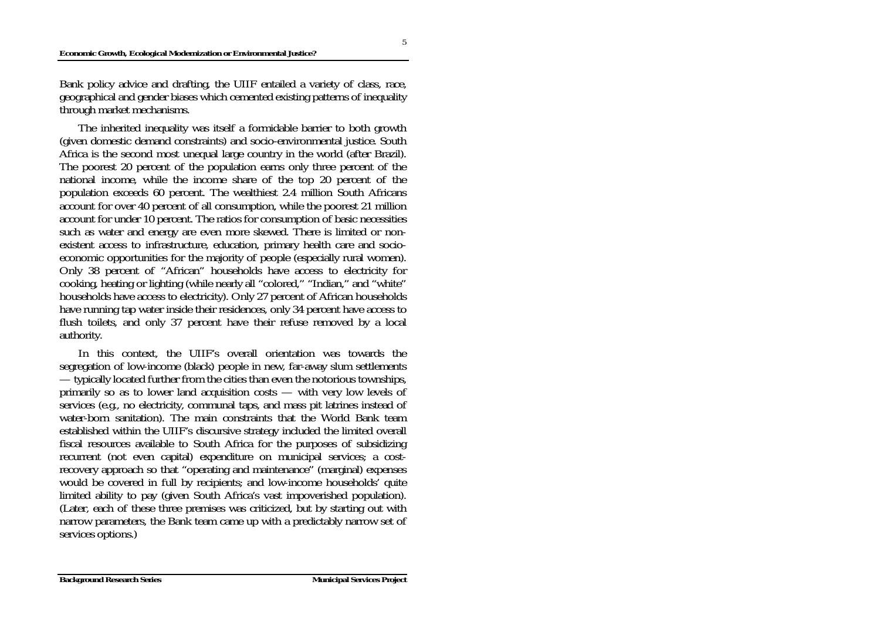Bank policy advice and drafting, the UIIF entailed a variety of class, race, geographical and gender biases which cemented existing patterns of inequality through market mechanisms.

The inherited inequality was itself a formidable barrier to both growth (given domestic demand constraints) and socio-environmental justice. South Africa is the second most unequal large country in the world (after Brazil). The poorest 20 percent of the population earns only three percent of the national income, while the income share of the top 20 percent of the population exceeds 60 percent. The wealthiest 2.4 million South Africans account for over 40 percent of all consumption, while the poorest 21 million account for under 10 percent. The ratios for consumption of basic necessities such as water and energy are even more skewed. There is limited or non-existent access to infrastructure, education, primary health care and socio-economic opportunities for the majority of people (especially rural women). Only 38 percent of "African" households have access to electricity for cooking, heating or lighting (while nearly all "colored," "Indian," and "white" households have access to electricity). Only 27 percent of African households have running tap water inside their residences, only 34 percent have access to flush toilets, and only 37 percent have their refuse removed by a local authority.

In this context, the UIIF's overall orientation was towards the segregation of low-income (black) people in new, far-away slum settlements — typically located further from the cities than even the notorious townships, primarily so as to lower land acquisition costs — with very low levels of services (e.g., no electricity, communal taps, and mass pit latrines instead of water-born sanitation). The main constraints that the World Bank team established within the UIIF's discursive strategy included the limited overall fiscal resources available to South Africa for the purposes of subsidizing recurrent (not even capital) expenditure on municipal services; a cost-recovery approach so that "operating and maintenance" (marginal) expenses would be covered in full by recipients; and low-income households' quite limited ability to pay (given South Africa's vast impoverished population). (Later, each of these three premises was criticized, but by starting out with narrow parameters, the Bank team came up with a predictably narrow set of services options.)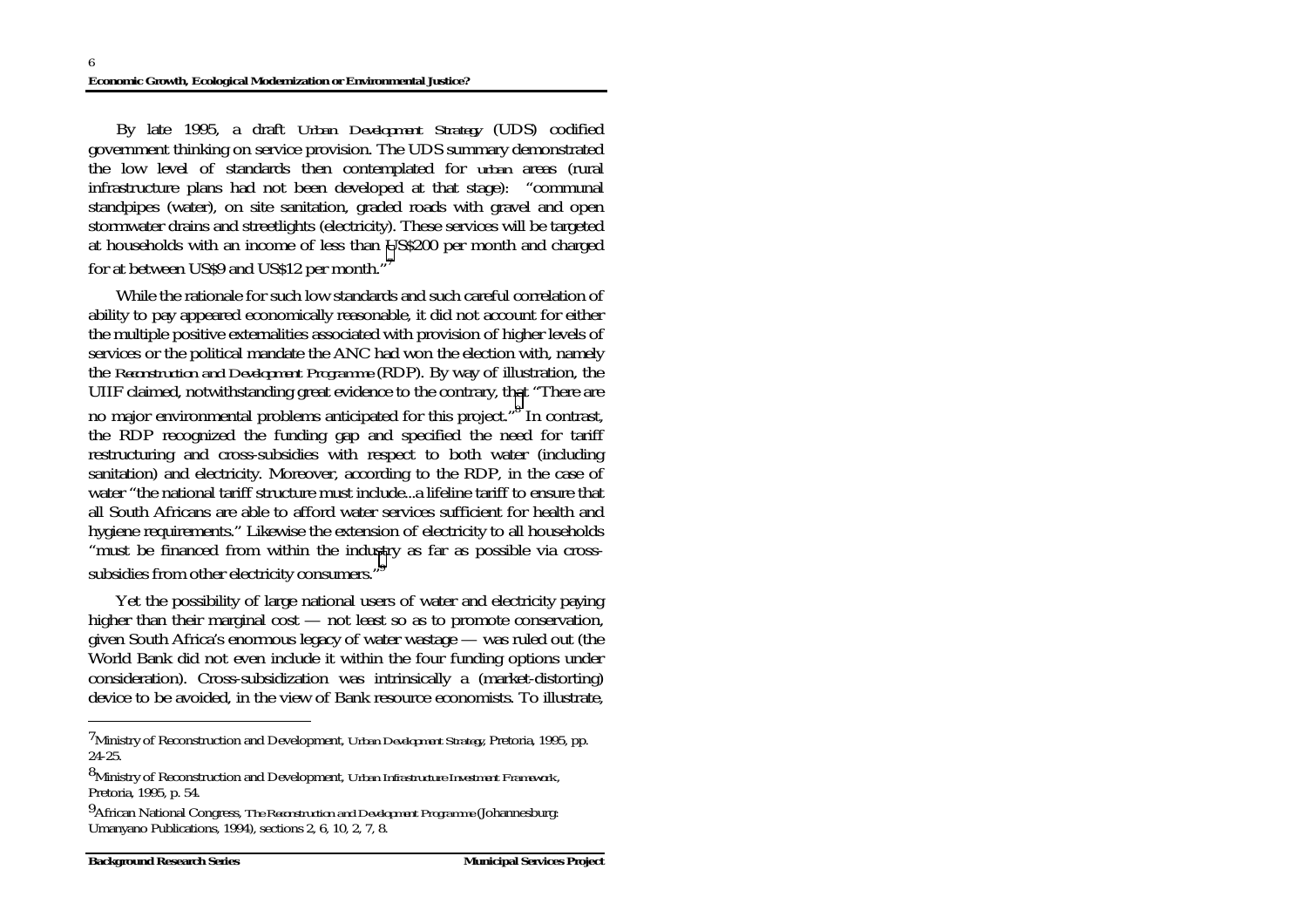By late 1995, a draft *Urban Development Strategy* (UDS) codified government thinking on service provision. The UDS summary demonstrated the low level of standards then contemplated for *urban* areas (rural infrastructure plans had not been developed at that stage): "communal standpipes (water), on site sanitation, graded roads with gravel and open stormwater drains and streetlights (electricity). These services will be targeted at households with an income of less than US$200 per month and charged for at between US$9 and US$12 per month."[7]

While the rationale for such low standards and such careful correlation of ability to pay appeared economically reasonable, it did not account for either the multiple positive externalities associated with provision of higher levels of services or the political mandate the ANC had won the election with, namely the *Reconstruction and Development Programme* (RDP). By way of illustration, the UIIF claimed, notwithstanding great evidence to the contrary, that "There are no major environmental problems anticipated for this project."[8] In contrast, the RDP recognized the funding gap and specified the need for tariff restructuring and cross-subsidies with respect to both water (including sanitation) and electricity. Moreover, according to the RDP, in the case of water "the national tariff structure must include...a lifeline tariff to ensure that all South Africans are able to afford water services sufficient for health and hygiene requirements." Likewise the extension of electricity to all households "must be financed from within the industry as far as possible via cross-subsidies from other electricity consumers."[9]

Yet the possibility of large national users of water and electricity paying higher than their marginal cost — not least so as to promote conservation, given South Africa's enormous legacy of water wastage — was ruled out (the World Bank did not even include it within the four funding options under consideration). Cross-subsidization was intrinsically a (market-distorting) device to be avoided, in the view of Bank resource economists. To illustrate,

---

[7] Ministry of Reconstruction and Development, *Urban Development Strategy*, Pretoria, 1995, pp. 24-25.

[8] Ministry of Reconstruction and Development, *Urban Infrastructure Investment Framework*, Pretoria, 1995, p. 54.

[9] African National Congress, *The Reconstruction and Development Programme* (Johannesburg: Umanyano Publications, 1994), sections 2, 6, 10, 2, 7, 8.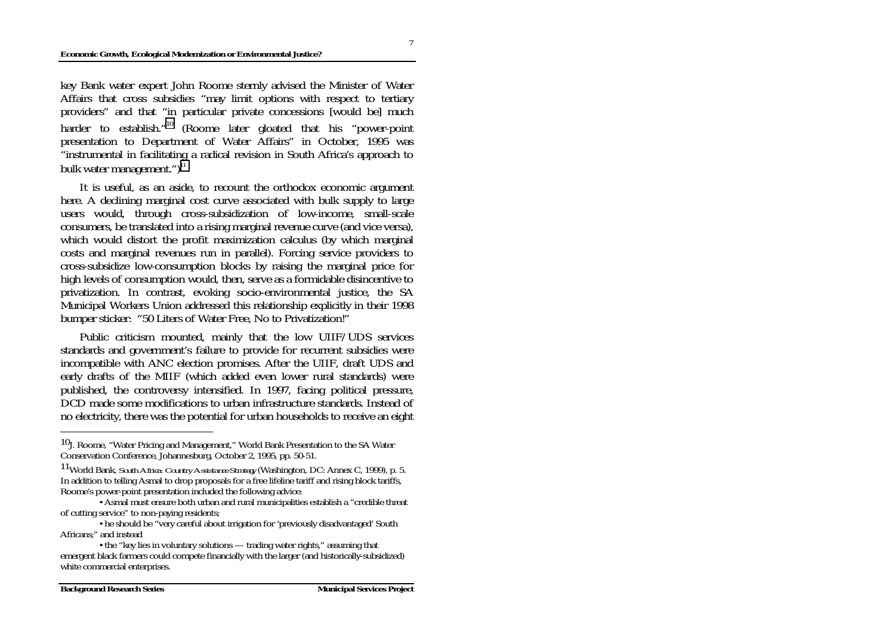key Bank water expert John Roome sternly advised the Minister of Water Affairs that cross subsidies "may limit options with respect to tertiary providers" and that "in particular private concessions [would be] much harder to establish."[10] (Roome later gloated that his "power-point presentation to Department of Water Affairs" in October, 1995 was "instrumental in facilitating a radical revision in South Africa's approach to bulk water management.")[11]

It is useful, as an aside, to recount the orthodox economic argument here. A declining marginal cost curve associated with bulk supply to large users would, through cross-subsidization of low-income, small-scale consumers, be translated into a rising marginal revenue curve (and vice versa), which would distort the profit maximization calculus (by which marginal costs and marginal revenues run in parallel). Forcing service providers to cross-subsidize low-consumption blocks by raising the marginal price for high levels of consumption would, then, serve as a formidable disincentive to privatization. In contrast, evoking socio-environmental justice, the SA Municipal Workers Union addressed this relationship explicitly in their 1998 bumper sticker: "50 Liters of Water Free, No to Privatization!"

Public criticism mounted, mainly that the low UIIF/UDS services standards and government's failure to provide for recurrent subsidies were incompatible with ANC election promises. After the UIIF, draft UDS and early drafts of the MIIF (which added even lower rural standards) were published, the controversy intensified. In 1997, facing political pressure, DCD made some modifications to urban infrastructure standards. Instead of no electricity, there was the potential for urban households to receive an eight

---

[10] J. Roome, "Water Pricing and Management," World Bank Presentation to the SA Water Conservation Conference, Johannesburg, October 2, 1995, pp. 50-51.

[11] World Bank, *South Africa: Country Assistance Strategy* (Washington, DC: Annex C, 1999), p. 5. In addition to telling Asmal to drop proposals for a free lifeline tariff and rising block tariffs, Roome's power-point presentation included the following advice:

- Asmal must ensure both urban and rural municipalities establish a "credible threat of cutting service" to non-paying residents;
- he should be "very careful about irrigation for 'previously disadvantaged' South Africans;" and instead
- the "key lies in voluntary solutions — trading water rights," assuming that emergent black farmers could compete financially with the larger (and historically-subsidized) white commercial enterprises.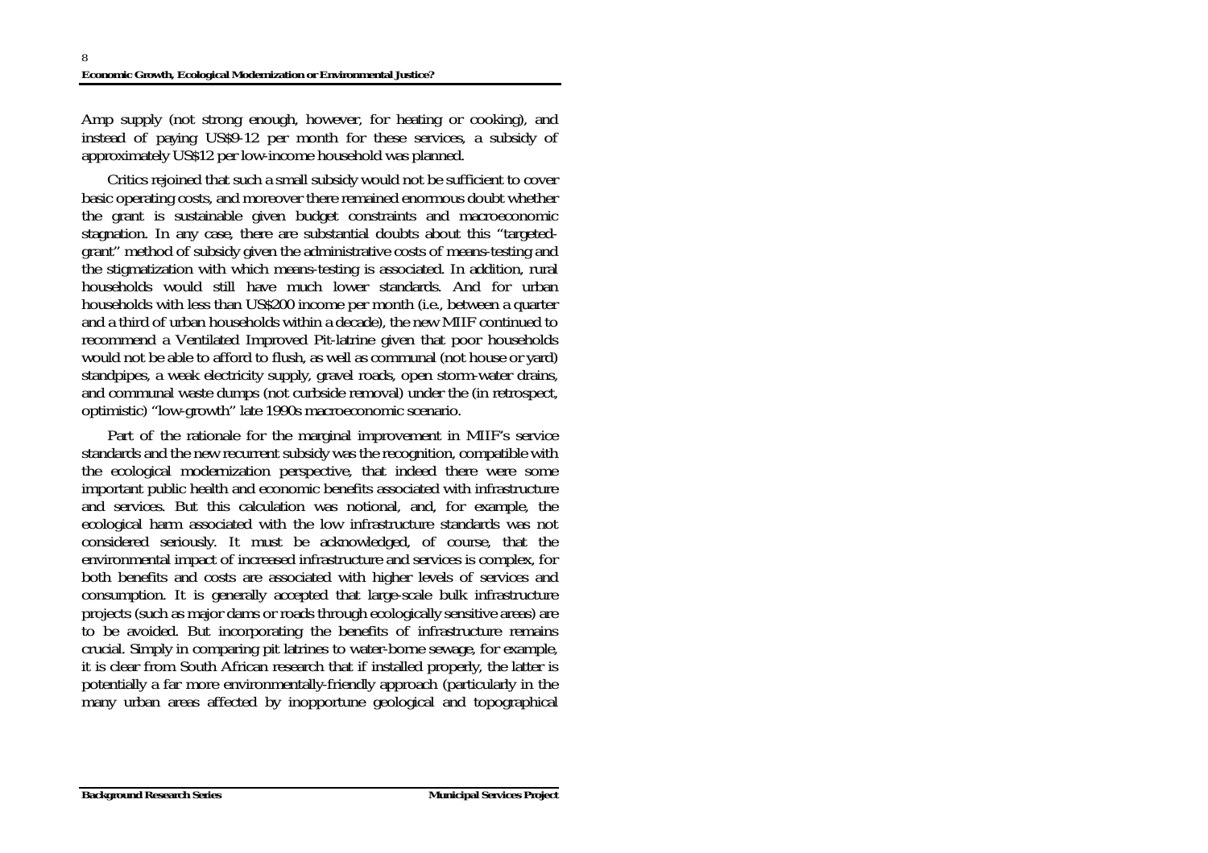Amp supply (not strong enough, however, for heating or cooking), and instead of paying US$9-12 per month for these services, a subsidy of approximately US$12 per low-income household was planned.

Critics rejoined that such a small subsidy would not be sufficient to cover basic operating costs, and moreover there remained enormous doubt whether the grant is sustainable given budget constraints and macroeconomic stagnation. In any case, there are substantial doubts about this "targeted-grant" method of subsidy given the administrative costs of means-testing and the stigmatization with which means-testing is associated. In addition, rural households would still have much lower standards. And for urban households with less than US$200 income per month (i.e., between a quarter and a third of urban households within a decade), the new MIIF continued to recommend a Ventilated Improved Pit-latrine given that poor households would not be able to afford to flush, as well as communal (not house or yard) standpipes, a weak electricity supply, gravel roads, open storm-water drains, and communal waste dumps (not curbside removal) under the (in retrospect, optimistic) "low-growth" late 1990s macroeconomic scenario.

Part of the rationale for the marginal improvement in MIIF's service standards and the new recurrent subsidy was the recognition, compatible with the ecological modernization perspective, that indeed there were some important public health and economic benefits associated with infrastructure and services. But this calculation was notional, and, for example, the ecological harm associated with the low infrastructure standards was not considered seriously. It must be acknowledged, of course, that the environmental impact of increased infrastructure and services is complex, for both benefits and costs are associated with higher levels of services and consumption. It is generally accepted that large-scale bulk infrastructure projects (such as major dams or roads through ecologically sensitive areas) are to be avoided. But incorporating the benefits of infrastructure remains crucial. Simply in comparing pit latrines to water-borne sewage, for example, it is clear from South African research that if installed properly, the latter is potentially a far more environmentally-friendly approach (particularly in the many urban areas affected by inopportune geological and topographical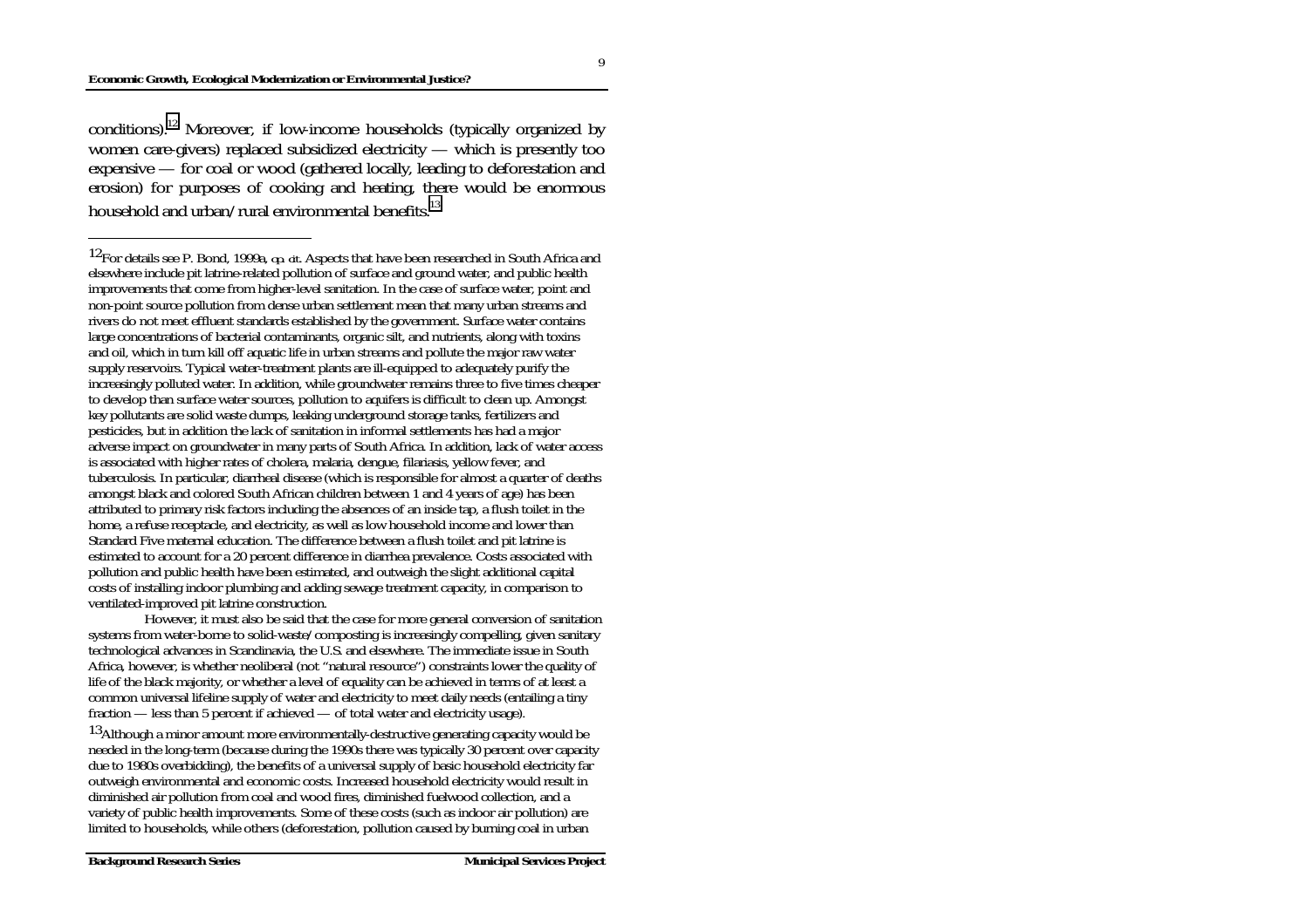conditions).[12] Moreover, if low-income households (typically organized by women care-givers) replaced subsidized electricity — which is presently too expensive — for coal or wood (gathered locally, leading to deforestation and erosion) for purposes of cooking and heating, there would be enormous household and urban/rural environmental benefits.[13]

---

[12] For details see P. Bond, 1999a, *op. cit*. Aspects that have been researched in South Africa and elsewhere include pit latrine-related pollution of surface and ground water, and public health improvements that come from higher-level sanitation. In the case of surface water, point and non-point source pollution from dense urban settlement mean that many urban streams and rivers do not meet effluent standards established by the government. Surface water contains large concentrations of bacterial contaminants, organic silt, and nutrients, along with toxins and oil, which in turn kill off aquatic life in urban streams and pollute the major raw water supply reservoirs. Typical water-treatment plants are ill-equipped to adequately purify the increasingly polluted water. In addition, while groundwater remains three to five times cheaper to develop than surface water sources, pollution to aquifers is difficult to clean up. Amongst key pollutants are solid waste dumps, leaking underground storage tanks, fertilizers and pesticides, but in addition the lack of sanitation in informal settlements has had a major adverse impact on groundwater in many parts of South Africa. In addition, lack of water access is associated with higher rates of cholera, malaria, dengue, filariasis, yellow fever, and tuberculosis. In particular, diarrheal disease (which is responsible for almost a quarter of deaths amongst black and colored South African children between 1 and 4 years of age) has been attributed to primary risk factors including the absences of an inside tap, a flush toilet in the home, a refuse receptacle, and electricity, as well as low household income and lower than Standard Five maternal education. The difference between a flush toilet and pit latrine is estimated to account for a 20 percent difference in diarrhea prevalence. Costs associated with pollution and public health have been estimated, and outweigh the slight additional capital costs of installing indoor plumbing and adding sewage treatment capacity, in comparison to ventilated-improved pit latrine construction.

However, it must also be said that the case for more general conversion of sanitation systems from water-borne to solid-waste/composting is increasingly compelling, given sanitary technological advances in Scandinavia, the U.S. and elsewhere. The immediate issue in South Africa, however, is whether neoliberal (not "natural resource") constraints lower the quality of life of the black majority, or whether a level of equality can be achieved in terms of at least a common universal lifeline supply of water and electricity to meet daily needs (entailing a tiny fraction — less than 5 percent if achieved — of total water and electricity usage).

[13] Although a minor amount more environmentally-destructive generating capacity would be needed in the long-term (because during the 1990s there was typically 30 percent over capacity due to 1980s overbidding), the benefits of a universal supply of basic household electricity far outweigh environmental and economic costs. Increased household electricity would result in diminished air pollution from coal and wood fires, diminished fuelwood collection, and a variety of public health improvements. Some of these costs (such as indoor air pollution) are limited to households, while others (deforestation, pollution caused by burning coal in urban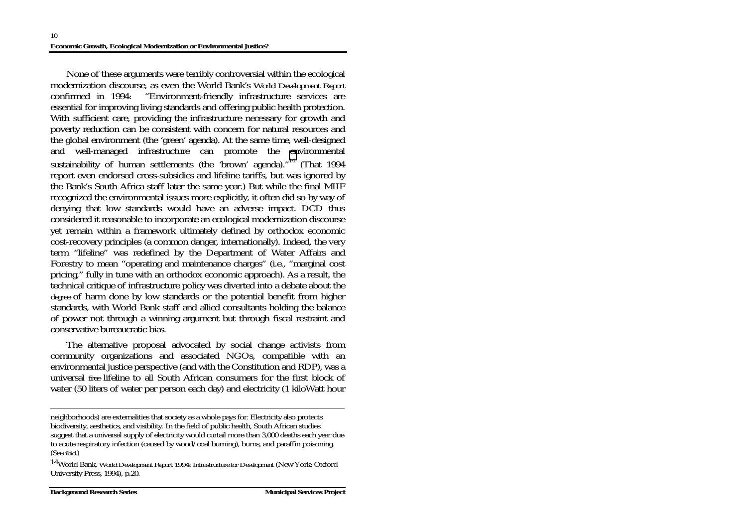None of these arguments were terribly controversial within the ecological modernization discourse, as even the World Bank's *World Development Report* confirmed in 1994: "Environment-friendly infrastructure services are essential for improving living standards and offering public health protection. With sufficient care, providing the infrastructure necessary for growth and poverty reduction can be consistent with concern for natural resources and the global environment (the 'green' agenda). At the same time, well-designed and well-managed infrastructure can promote the environmental sustainability of human settlements (the 'brown' agenda)."[14] (That 1994 report even endorsed cross-subsidies and lifeline tariffs, but was ignored by the Bank's South Africa staff later the same year.) But while the final MIIF recognized the environmental issues more explicitly, it often did so by way of denying that low standards would have an adverse impact. DCD thus considered it reasonable to incorporate an ecological modernization discourse yet remain within a framework ultimately defined by orthodox economic cost-recovery principles (a common danger, internationally). Indeed, the very term "lifeline" was redefined by the Department of Water Affairs and Forestry to mean "operating and maintenance charges" (i.e., "marginal cost pricing," fully in tune with an orthodox economic approach). As a result, the technical critique of infrastructure policy was diverted into a debate about the *degree* of harm done by low standards or the potential benefit from higher standards, with World Bank staff and allied consultants holding the balance of power not through a winning argument but through fiscal restraint and conservative bureaucratic bias.

The alternative proposal advocated by social change activists from community organizations and associated NGOs, compatible with an environmental justice perspective (and with the Constitution and RDP), was a universal *free* lifeline to all South African consumers for the first block of water (50 liters of water per person each day) and electricity (1 kiloWatt hour

---

neighborhoods) are externalities that society as a whole pays for. Electricity also protects biodiversity, aesthetics, and visibility. In the field of public health, South African studies suggest that a universal supply of electricity would curtail more than 3,000 deaths each year due to acute respiratory infection (caused by wood/coal burning), burns, and paraffin poisoning. (See *ibid.*)

[14] World Bank, *World Development Report 1994: Infrastructure for Development* (New York: Oxford University Press, 1994), p.20.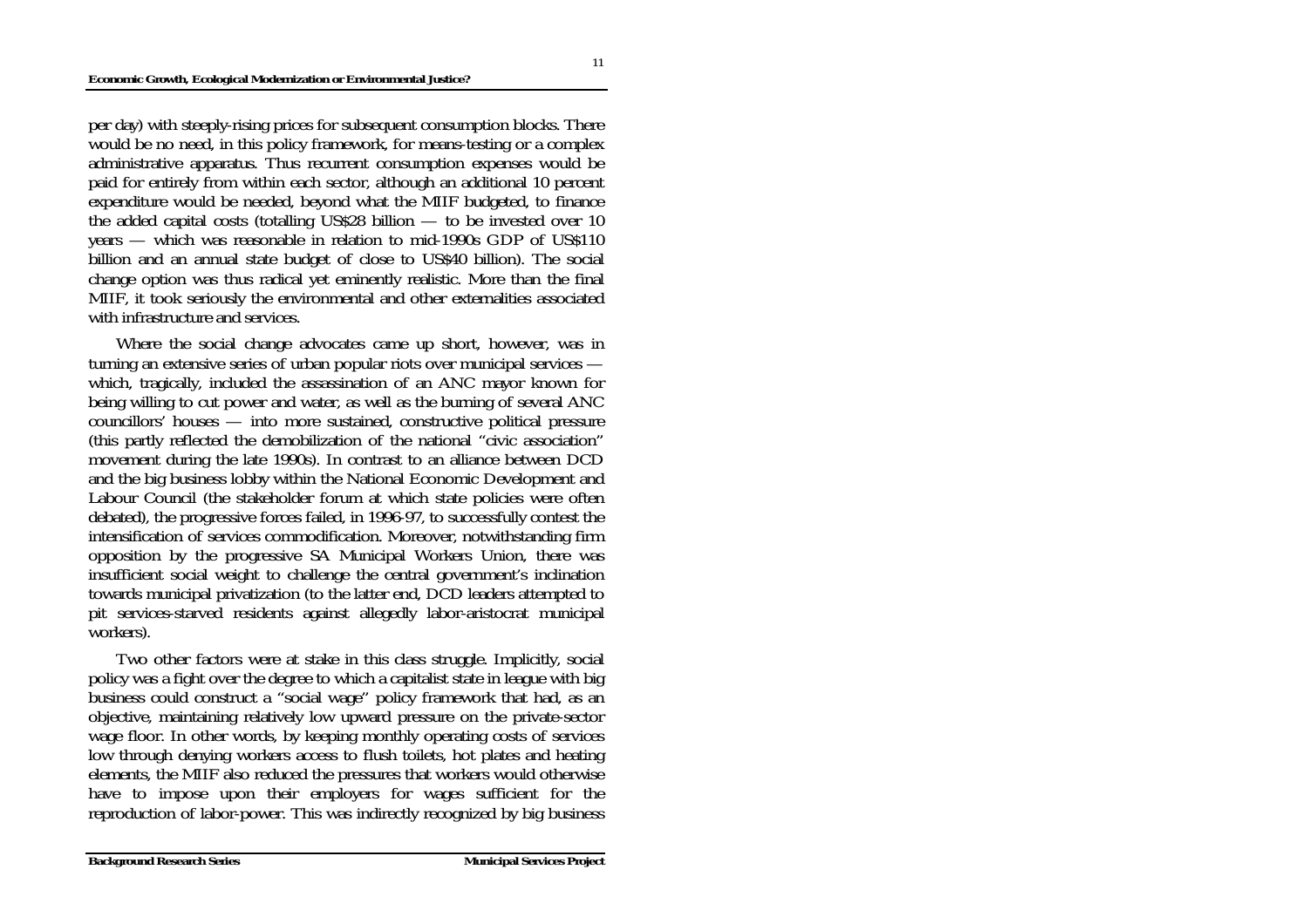per day) with steeply-rising prices for subsequent consumption blocks. There would be no need, in this policy framework, for means-testing or a complex administrative apparatus. Thus recurrent consumption expenses would be paid for entirely from within each sector, although an additional 10 percent expenditure would be needed, beyond what the MIIF budgeted, to finance the added capital costs (totalling US$28 billion — to be invested over 10 years — which was reasonable in relation to mid-1990s GDP of US$110 billion and an annual state budget of close to US$40 billion). The social change option was thus radical yet eminently realistic. More than the final MIIF, it took seriously the environmental and other externalities associated with infrastructure and services.

Where the social change advocates came up short, however, was in turning an extensive series of urban popular riots over municipal services — which, tragically, included the assassination of an ANC mayor known for being willing to cut power and water, as well as the burning of several ANC councillors' houses — into more sustained, constructive political pressure (this partly reflected the demobilization of the national "civic association" movement during the late 1990s). In contrast to an alliance between DCD and the big business lobby within the National Economic Development and Labour Council (the stakeholder forum at which state policies were often debated), the progressive forces failed, in 1996-97, to successfully contest the intensification of services commodification. Moreover, notwithstanding firm opposition by the progressive SA Municipal Workers Union, there was insufficient social weight to challenge the central government's inclination towards municipal privatization (to the latter end, DCD leaders attempted to pit services-starved residents against allegedly labor-aristocrat municipal workers).

Two other factors were at stake in this class struggle. Implicitly, social policy was a fight over the degree to which a capitalist state in league with big business could construct a "social wage" policy framework that had, as an objective, maintaining relatively low upward pressure on the private-sector wage floor. In other words, by keeping monthly operating costs of services low through denying workers access to flush toilets, hot plates and heating elements, the MIIF also reduced the pressures that workers would otherwise have to impose upon their employers for wages sufficient for the reproduction of labor-power. This was indirectly recognized by big business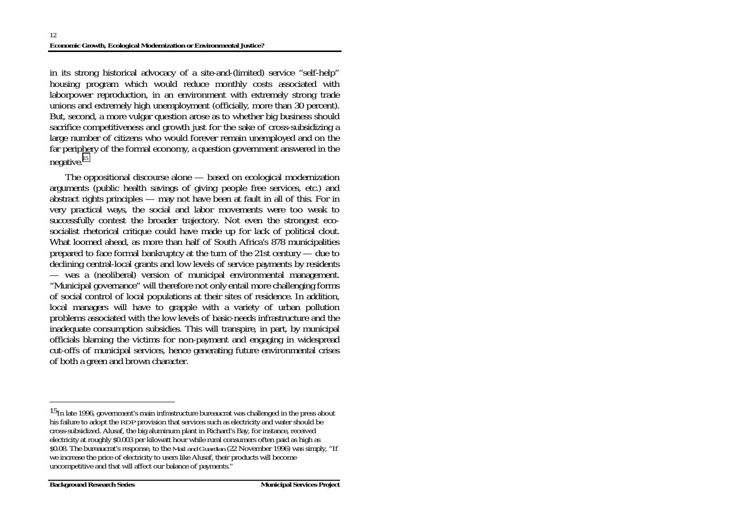in its strong historical advocacy of a site-and-(limited) service "self-help" housing program which would reduce monthly costs associated with laborpower reproduction, in an environment with extremely strong trade unions and extremely high unemployment (officially, more than 30 percent). But, second, a more vulgar question arose as to whether big business should sacrifice competitiveness and growth just for the sake of cross-subsidizing a large number of citizens who would forever remain unemployed and on the far periphery of the formal economy, a question government answered in the negative.[15]

The oppositional discourse alone — based on ecological modernization arguments (public health savings of giving people free services, etc.) and abstract rights principles — may not have been at fault in all of this. For in very practical ways, the social and labor movements were too weak to successfully contest the broader trajectory. Not even the strongest eco-socialist rhetorical critique could have made up for lack of political clout. What loomed ahead, as more than half of South Africa's 878 municipalities prepared to face formal bankruptcy at the turn of the 21st century — due to declining central-local grants and low levels of service payments by residents — was a (neoliberal) version of municipal environmental management. "Municipal governance" will therefore not only entail more challenging forms of social control of local populations at their sites of residence. In addition, local managers will have to grapple with a variety of urban pollution problems associated with the low levels of basic-needs infrastructure and the inadequate consumption subsidies. This will transpire, in part, by municipal officials blaming the victims for non-payment and engaging in widespread cut-offs of municipal services, hence generating future environmental crises of both a green and brown character.

---

[15] In late 1996, government's main infrastructure bureaucrat was challenged in the press about his failure to adopt the RDP provision that services such as electricity and water should be cross-subsidized. Alusaf, the big aluminum plant in Richard's Bay, for instance, received electricity at roughly \$0.003 per kilowatt hour while rural consumers often paid as high as \$0.08. The bureaucrat's response, to the *Mail and Guardian* (22 November 1996) was simply, "If we increase the price of electricity to users like Alusaf, their products will become uncompetitive and that will affect our balance of payments."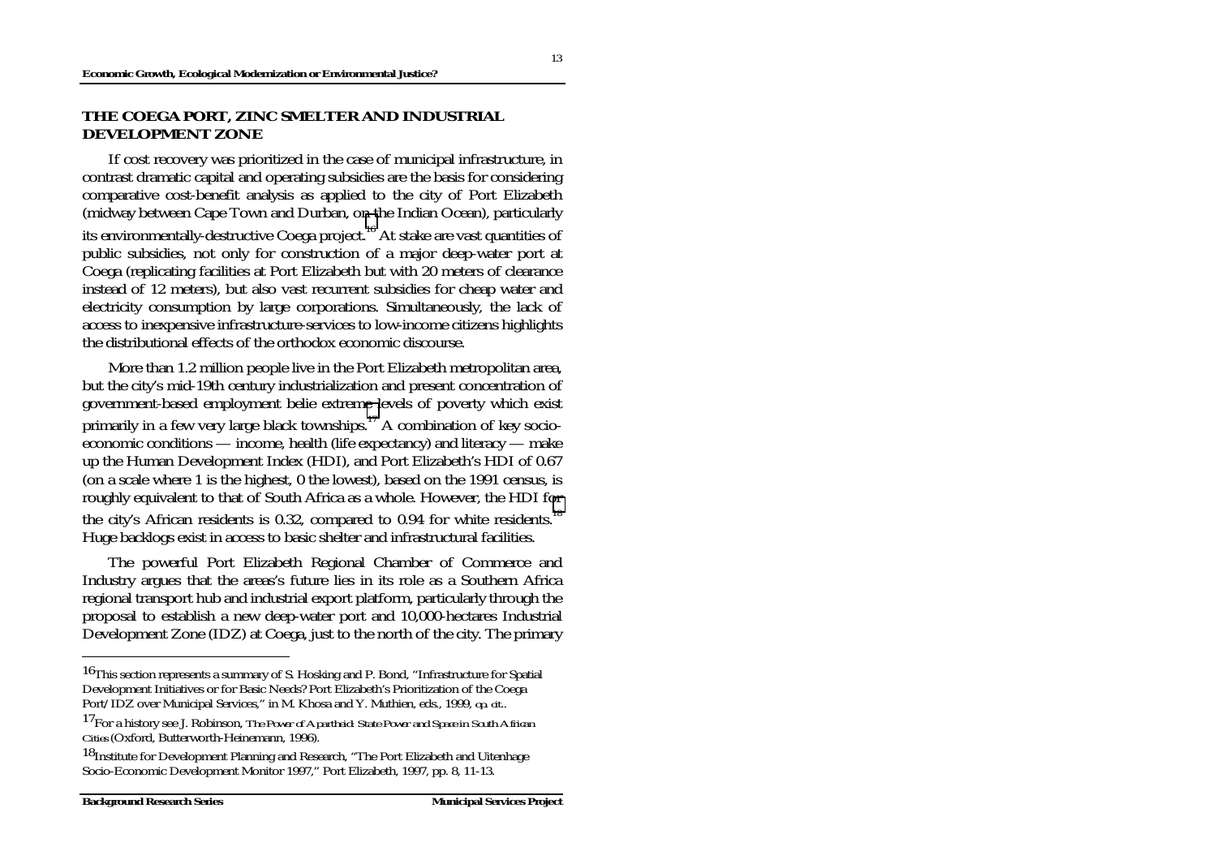## THE COEGA PORT, ZINC SMELTER AND INDUSTRIAL DEVELOPMENT ZONE

If cost recovery was prioritized in the case of municipal infrastructure, in contrast dramatic capital and operating subsidies are the basis for considering comparative cost-benefit analysis as applied to the city of Port Elizabeth (midway between Cape Town and Durban, on the Indian Ocean), particularly its environmentally-destructive Coega project.[16] At stake are vast quantities of public subsidies, not only for construction of a major deep-water port at Coega (replicating facilities at Port Elizabeth but with 20 meters of clearance instead of 12 meters), but also vast recurrent subsidies for cheap water and electricity consumption by large corporations. Simultaneously, the lack of access to inexpensive infrastructure-services to low-income citizens highlights the distributional effects of the orthodox economic discourse.

More than 1.2 million people live in the Port Elizabeth metropolitan area, but the city's mid-19th century industrialization and present concentration of government-based employment belie extreme levels of poverty which exist primarily in a few very large black townships.[17] A combination of key socio-economic conditions — income, health (life expectancy) and literacy — make up the Human Development Index (HDI), and Port Elizabeth's HDI of 0.67 (on a scale where 1 is the highest, 0 the lowest), based on the 1991 census, is roughly equivalent to that of South Africa as a whole. However, the HDI for the city's African residents is 0.32, compared to 0.94 for white residents.[18] Huge backlogs exist in access to basic shelter and infrastructural facilities.

The powerful Port Elizabeth Regional Chamber of Commerce and Industry argues that the areas's future lies in its role as a Southern Africa regional transport hub and industrial export platform, particularly through the proposal to establish a new deep-water port and 10,000-hectares Industrial Development Zone (IDZ) at Coega, just to the north of the city. The primary

---

[16] This section represents a summary of S. Hosking and P. Bond, "Infrastructure for Spatial Development Initiatives or for Basic Needs? Port Elizabeth's Prioritization of the Coega Port/IDZ over Municipal Services," in M. Khosa and Y. Muthien, eds., 1999, *op. cit.*.

[17] For a history see J. Robinson, *The Power of Apartheid: State Power and Space in South African Cities* (Oxford, Butterworth-Heinemann, 1996).

[18] Institute for Development Planning and Research, "The Port Elizabeth and Uitenhage Socio-Economic Development Monitor 1997," Port Elizabeth, 1997, pp. 8, 11-13.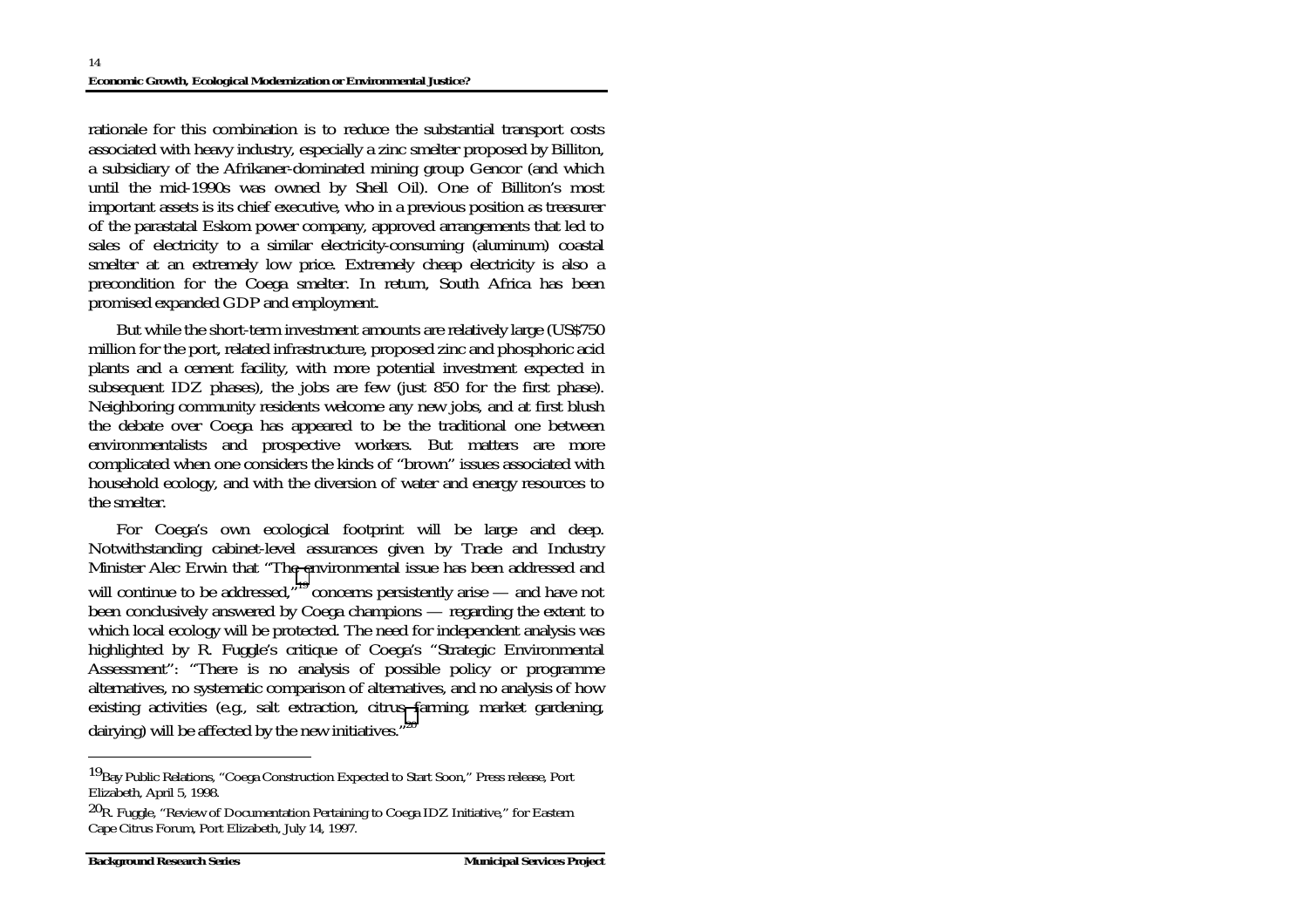rationale for this combination is to reduce the substantial transport costs associated with heavy industry, especially a zinc smelter proposed by Billiton, a subsidiary of the Afrikaner-dominated mining group Gencor (and which until the mid-1990s was owned by Shell Oil). One of Billiton's most important assets is its chief executive, who in a previous position as treasurer of the parastatal Eskom power company, approved arrangements that led to sales of electricity to a similar electricity-consuming (aluminum) coastal smelter at an extremely low price. Extremely cheap electricity is also a precondition for the Coega smelter. In return, South Africa has been promised expanded GDP and employment.

But while the short-term investment amounts are relatively large (US$750 million for the port, related infrastructure, proposed zinc and phosphoric acid plants and a cement facility, with more potential investment expected in subsequent IDZ phases), the jobs are few (just 850 for the first phase). Neighboring community residents welcome any new jobs, and at first blush the debate over Coega has appeared to be the traditional one between environmentalists and prospective workers. But matters are more complicated when one considers the kinds of "brown" issues associated with household ecology, and with the diversion of water and energy resources to the smelter.

For Coega's own ecological footprint will be large and deep. Notwithstanding cabinet-level assurances given by Trade and Industry Minister Alec Erwin that "The environmental issue has been addressed and will continue to be addressed,"[19] concerns persistently arise — and have not been conclusively answered by Coega champions — regarding the extent to which local ecology will be protected. The need for independent analysis was highlighted by R. Fuggle's critique of Coega's "Strategic Environmental Assessment": "There is no analysis of possible policy or programme alternatives, no systematic comparison of alternatives, and no analysis of how existing activities (e.g., salt extraction, citrus farming, market gardening, dairying) will be affected by the new initiatives."[20]

---

[19] Bay Public Relations, "Coega Construction Expected to Start Soon," Press release, Port Elizabeth, April 5, 1998.

[20] R. Fuggle, "Review of Documentation Pertaining to Coega IDZ Initiative," for Eastern Cape Citrus Forum, Port Elizabeth, July 14, 1997.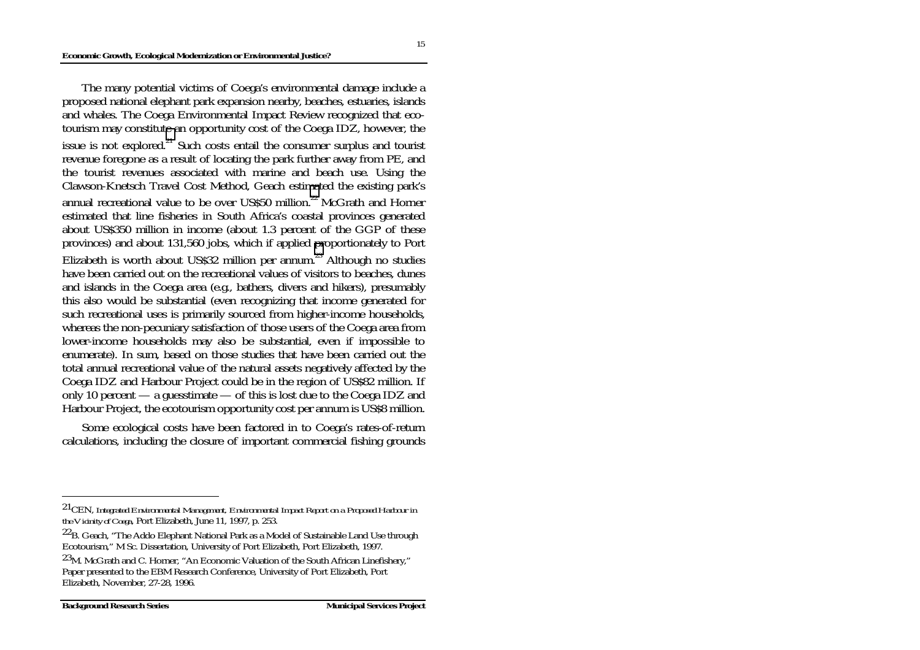The many potential victims of Coega's environmental damage include a proposed national elephant park expansion nearby, beaches, estuaries, islands and whales. The Coega Environmental Impact Review recognized that eco-tourism may constitute an opportunity cost of the Coega IDZ, however, the issue is not explored.[21] Such costs entail the consumer surplus and tourist revenue foregone as a result of locating the park further away from PE, and the tourist revenues associated with marine and beach use. Using the Clawson-Knetsch Travel Cost Method, Geach estimated the existing park's annual recreational value to be over US$50 million.[22] McGrath and Horner estimated that line fisheries in South Africa's coastal provinces generated about US$350 million in income (about 1.3 percent of the GGP of these provinces) and about 131,560 jobs, which if applied proportionately to Port Elizabeth is worth about US$32 million per annum.[23] Although no studies have been carried out on the recreational values of visitors to beaches, dunes and islands in the Coega area (e.g., bathers, divers and hikers), presumably this also would be substantial (even recognizing that income generated for such recreational uses is primarily sourced from higher-income households, whereas the non-pecuniary satisfaction of those users of the Coega area from lower-income households may also be substantial, even if impossible to enumerate). In sum, based on those studies that have been carried out the total annual recreational value of the natural assets negatively affected by the Coega IDZ and Harbour Project could be in the region of US$82 million. If only 10 percent — a guesstimate — of this is lost due to the Coega IDZ and Harbour Project, the ecotourism opportunity cost per annum is US$8 million.

Some ecological costs have been factored in to Coega's rates-of-return calculations, including the closure of important commercial fishing grounds

---

[21] CEN, *Integrated Environmental Management, Environmental Impact Report on a Proposed Harbour in the Vicinity of Coega*, Port Elizabeth, June 11, 1997, p. 253.

[22] B. Geach, "The Addo Elephant National Park as a Model of Sustainable Land Use through Ecotourism," M Sc. Dissertation, University of Port Elizabeth, Port Elizabeth, 1997.

[23] M. McGrath and C. Horner, "An Economic Valuation of the South African Linefishery," Paper presented to the EBM Research Conference, University of Port Elizabeth, Port Elizabeth, November, 27-28, 1996.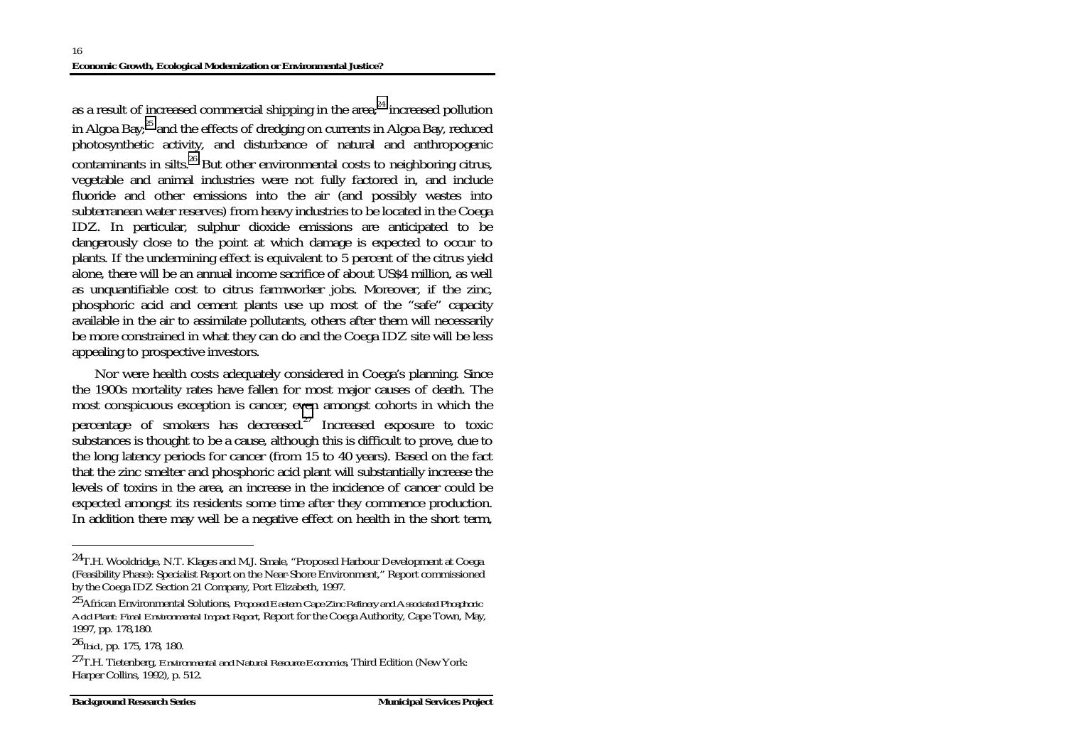as a result of increased commercial shipping in the area;[24] increased pollution in Algoa Bay;[25] and the effects of dredging on currents in Algoa Bay, reduced photosynthetic activity, and disturbance of natural and anthropogenic contaminants in silts.[26] But other environmental costs to neighboring citrus, vegetable and animal industries were not fully factored in, and include fluoride and other emissions into the air (and possibly wastes into subterranean water reserves) from heavy industries to be located in the Coega IDZ. In particular, sulphur dioxide emissions are anticipated to be dangerously close to the point at which damage is expected to occur to plants. If the undermining effect is equivalent to 5 percent of the citrus yield alone, there will be an annual income sacrifice of about US$4 million, as well as unquantifiable cost to citrus farmworker jobs. Moreover, if the zinc, phosphoric acid and cement plants use up most of the "safe" capacity available in the air to assimilate pollutants, others after them will necessarily be more constrained in what they can do and the Coega IDZ site will be less appealing to prospective investors.

Nor were health costs adequately considered in Coega's planning. Since the 1900s mortality rates have fallen for most major causes of death. The most conspicuous exception is cancer, even amongst cohorts in which the percentage of smokers has decreased.[27] Increased exposure to toxic substances is thought to be a cause, although this is difficult to prove, due to the long latency periods for cancer (from 15 to 40 years). Based on the fact that the zinc smelter and phosphoric acid plant will substantially increase the levels of toxins in the area, an increase in the incidence of cancer could be expected amongst its residents some time after they commence production. In addition there may well be a negative effect on health in the short term,

---

[24] T.H. Wooldridge, N.T. Klages and M.J. Smale, "Proposed Harbour Development at Coega (Feasibility Phase): Specialist Report on the Near-Shore Environment," Report commissioned by the Coega IDZ Section 21 Company, Port Elizabeth, 1997.

[25] African Environmental Solutions, *Proposed Eastern Cape Zinc Refinery and Associated Phosphoric Acid Plant: Final Environmental Impact Report*, Report for the Coega Authority, Cape Town, May, 1997, pp. 178,180.

[26] *Ibid.*, pp. 175, 178, 180.

[27] T.H. Tietenberg, *Environmental and Natural Resource Economics*, Third Edition (New York: Harper Collins, 1992), p. 512.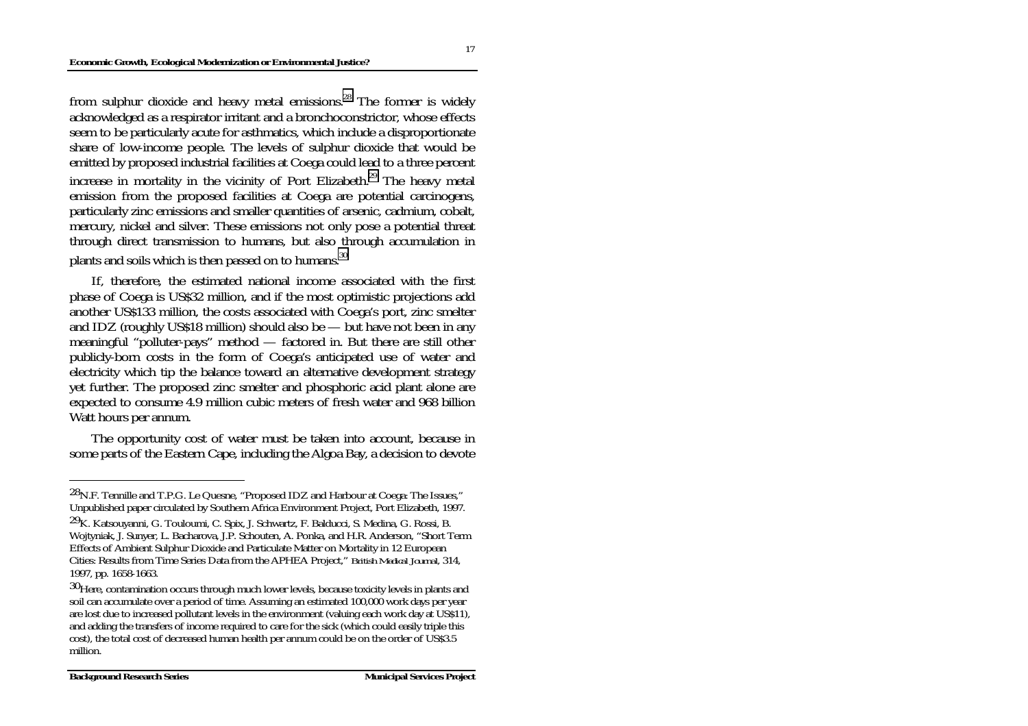from sulphur dioxide and heavy metal emissions.[28] The former is widely acknowledged as a respirator irritant and a bronchoconstrictor, whose effects seem to be particularly acute for asthmatics, which include a disproportionate share of low-income people. The levels of sulphur dioxide that would be emitted by proposed industrial facilities at Coega could lead to a three percent increase in mortality in the vicinity of Port Elizabeth.[29] The heavy metal emission from the proposed facilities at Coega are potential carcinogens, particularly zinc emissions and smaller quantities of arsenic, cadmium, cobalt, mercury, nickel and silver. These emissions not only pose a potential threat through direct transmission to humans, but also through accumulation in plants and soils which is then passed on to humans.[30]

If, therefore, the estimated national income associated with the first phase of Coega is US$32 million, and if the most optimistic projections add another US$133 million, the costs associated with Coega's port, zinc smelter and IDZ (roughly US$18 million) should also be — but have not been in any meaningful "polluter-pays" method — factored in. But there are still other publicly-born costs in the form of Coega's anticipated use of water and electricity which tip the balance toward an alternative development strategy yet further. The proposed zinc smelter and phosphoric acid plant alone are expected to consume 4.9 million cubic meters of fresh water and 968 billion Watt hours per annum.

The opportunity cost of water must be taken into account, because in some parts of the Eastern Cape, including the Algoa Bay, a decision to devote

---

[28] N.F. Tennille and T.P.G. Le Quesne, "Proposed IDZ and Harbour at Coega: The Issues," Unpublished paper circulated by Southern Africa Environment Project, Port Elizabeth, 1997.

[29] K. Katsouyanni, G. Touloumi, C. Spix, J. Schwartz, F. Balducci, S. Medina, G. Rossi, B. Wojtyniak, J. Sunyer, L. Bacharova, J.P. Schouten, A. Ponka, and H.R. Anderson, "Short Term Effects of Ambient Sulphur Dioxide and Particulate Matter on Mortality in 12 European Cities: Results from Time Series Data from the APHEA Project," *British Medical Journal*, 314, 1997, pp. 1658-1663.

[30] Here, contamination occurs through much lower levels, because toxicity levels in plants and soil can accumulate over a period of time. Assuming an estimated 100,000 work days per year are lost due to increased pollutant levels in the environment (valuing each work day at US$11), and adding the transfers of income required to care for the sick (which could easily triple this cost), the total cost of decreased human health per annum could be on the order of US$3.5 million.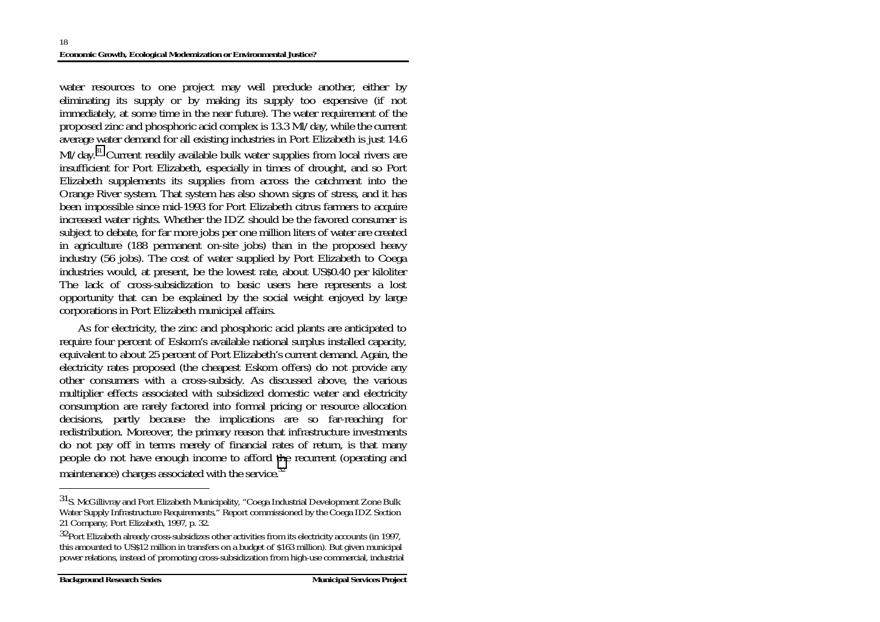water resources to one project may well preclude another, either by eliminating its supply or by making its supply too expensive (if not immediately, at some time in the near future). The water requirement of the proposed zinc and phosphoric acid complex is 13.3 Ml/day, while the current average water demand for all existing industries in Port Elizabeth is just 14.6 Ml/day.[31] Current readily available bulk water supplies from local rivers are insufficient for Port Elizabeth, especially in times of drought, and so Port Elizabeth supplements its supplies from across the catchment into the Orange River system. That system has also shown signs of stress, and it has been impossible since mid-1993 for Port Elizabeth citrus farmers to acquire increased water rights. Whether the IDZ should be the favored consumer is subject to debate, for far more jobs per one million liters of water are created in agriculture (188 permanent on-site jobs) than in the proposed heavy industry (56 jobs). The cost of water supplied by Port Elizabeth to Coega industries would, at present, be the lowest rate, about US$0.40 per kiloliter The lack of cross-subsidization to basic users here represents a lost opportunity that can be explained by the social weight enjoyed by large corporations in Port Elizabeth municipal affairs.

As for electricity, the zinc and phosphoric acid plants are anticipated to require four percent of Eskom's available national surplus installed capacity, equivalent to about 25 percent of Port Elizabeth's current demand. Again, the electricity rates proposed (the cheapest Eskom offers) do not provide any other consumers with a cross-subsidy. As discussed above, the various multiplier effects associated with subsidized domestic water and electricity consumption are rarely factored into formal pricing or resource allocation decisions, partly because the implications are so far-reaching for redistribution. Moreover, the primary reason that infrastructure investments do not pay off in terms merely of financial rates of return, is that many people do not have enough income to afford the recurrent (operating and maintenance) charges associated with the service.[32]

---

[31] S. McGillivray and Port Elizabeth Municipality, "Coega Industrial Development Zone Bulk Water Supply Infrastructure Requirements," Report commissioned by the Coega IDZ Section 21 Company, Port Elizabeth, 1997, p. 32.

[32] Port Elizabeth already cross-subsidizes other activities from its electricity accounts (in 1997, this amounted to US$12 million in transfers on a budget of $163 million). But given municipal power relations, instead of promoting cross-subsidization from high-use commercial, industrial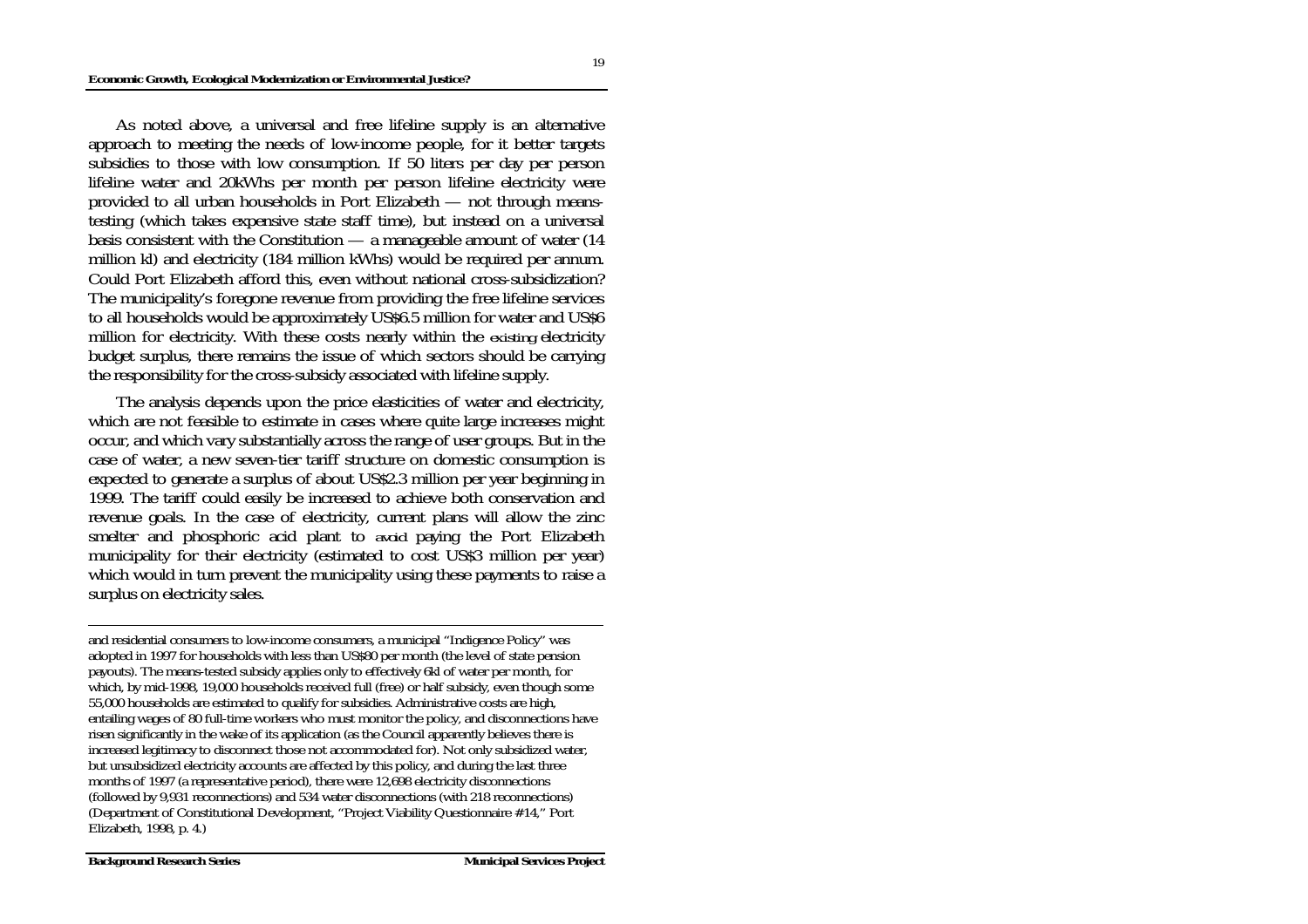As noted above, a universal and free lifeline supply is an alternative approach to meeting the needs of low-income people, for it better targets subsidies to those with low consumption. If 50 liters per day per person lifeline water and 20kWhs per month per person lifeline electricity were provided to all urban households in Port Elizabeth — not through means-testing (which takes expensive state staff time), but instead on a universal basis consistent with the Constitution — a manageable amount of water (14 million kl) and electricity (184 million kWhs) would be required per annum. Could Port Elizabeth afford this, even without national cross-subsidization? The municipality's foregone revenue from providing the free lifeline services to all households would be approximately US$6.5 million for water and US$6 million for electricity. With these costs nearly within the *existing* electricity budget surplus, there remains the issue of which sectors should be carrying the responsibility for the cross-subsidy associated with lifeline supply.

The analysis depends upon the price elasticities of water and electricity, which are not feasible to estimate in cases where quite large increases might occur, and which vary substantially across the range of user groups. But in the case of water, a new seven-tier tariff structure on domestic consumption is expected to generate a surplus of about US$2.3 million per year beginning in 1999. The tariff could easily be increased to achieve both conservation and revenue goals. In the case of electricity, current plans will allow the zinc smelter and phosphoric acid plant to *avoid* paying the Port Elizabeth municipality for their electricity (estimated to cost US$3 million per year) which would in turn prevent the municipality using these payments to raise a surplus on electricity sales.

---

and residential consumers to low-income consumers, a municipal "Indigence Policy" was adopted in 1997 for households with less than US$80 per month (the level of state pension payouts). The means-tested subsidy applies only to effectively 6kl of water per month, for which, by mid-1998, 19,000 households received full (free) or half subsidy, even though some 55,000 households are estimated to qualify for subsidies. Administrative costs are high, entailing wages of 80 full-time workers who must monitor the policy, and disconnections have risen significantly in the wake of its application (as the Council apparently believes there is increased legitimacy to disconnect those not accommodated for). Not only subsidized water, but unsubsidized electricity accounts are affected by this policy, and during the last three months of 1997 (a representative period), there were 12,698 electricity disconnections (followed by 9,931 reconnections) and 534 water disconnections (with 218 reconnections) (Department of Constitutional Development, "Project Viability Questionnaire #14," Port Elizabeth, 1998, p. 4.)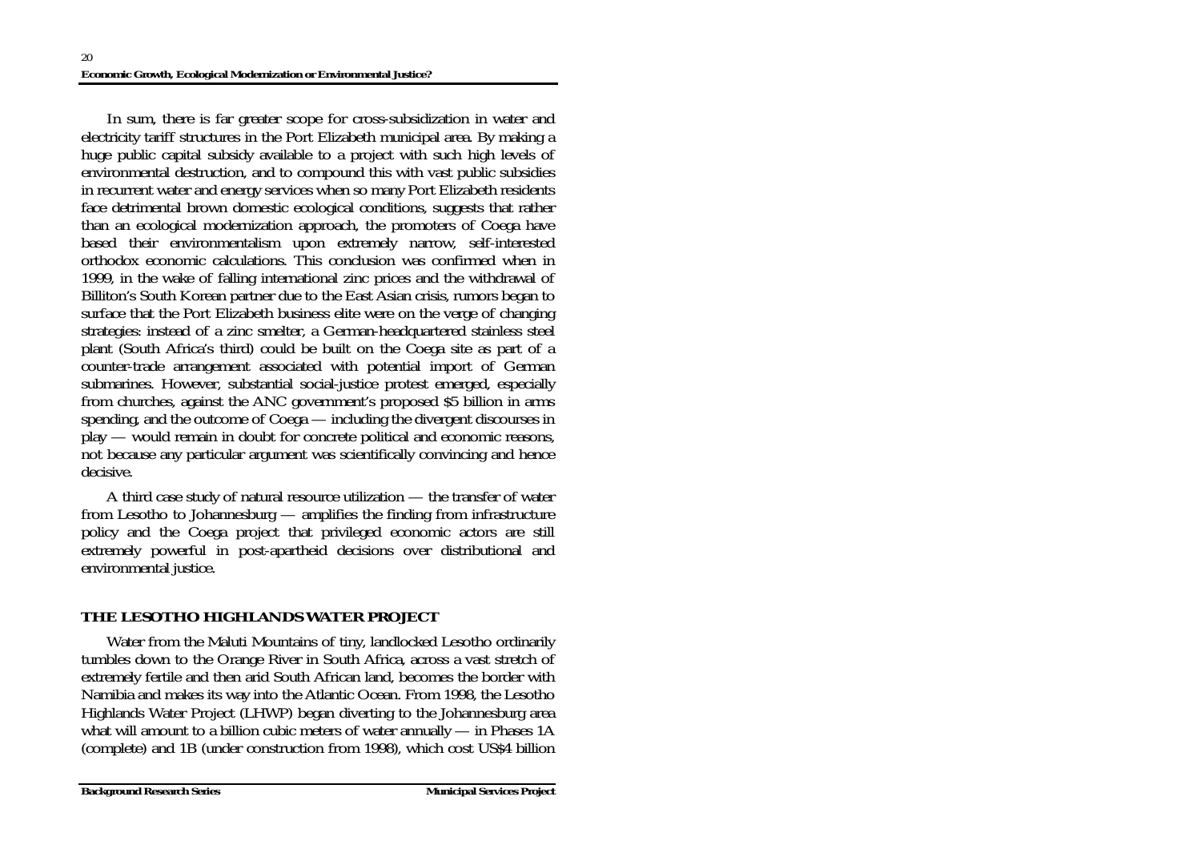In sum, there is far greater scope for cross-subsidization in water and electricity tariff structures in the Port Elizabeth municipal area. By making a huge public capital subsidy available to a project with such high levels of environmental destruction, and to compound this with vast public subsidies in recurrent water and energy services when so many Port Elizabeth residents face detrimental brown domestic ecological conditions, suggests that rather than an ecological modernization approach, the promoters of Coega have based their environmentalism upon extremely narrow, self-interested orthodox economic calculations. This conclusion was confirmed when in 1999, in the wake of falling international zinc prices and the withdrawal of Billiton's South Korean partner due to the East Asian crisis, rumors began to surface that the Port Elizabeth business elite were on the verge of changing strategies: instead of a zinc smelter, a German-headquartered stainless steel plant (South Africa's third) could be built on the Coega site as part of a counter-trade arrangement associated with potential import of German submarines. However, substantial social-justice protest emerged, especially from churches, against the ANC government's proposed \$5 billion in arms spending, and the outcome of Coega — including the divergent discourses in play — would remain in doubt for concrete political and economic reasons, not because any particular argument was scientifically convincing and hence decisive.

A third case study of natural resource utilization — the transfer of water from Lesotho to Johannesburg — amplifies the finding from infrastructure policy and the Coega project that privileged economic actors are still extremely powerful in post-apartheid decisions over distributional and environmental justice.

## THE LESOTHO HIGHLANDS WATER PROJECT

Water from the Maluti Mountains of tiny, landlocked Lesotho ordinarily tumbles down to the Orange River in South Africa, across a vast stretch of extremely fertile and then arid South African land, becomes the border with Namibia and makes its way into the Atlantic Ocean. From 1998, the Lesotho Highlands Water Project (LHWP) began diverting to the Johannesburg area what will amount to a billion cubic meters of water annually — in Phases 1A (complete) and 1B (under construction from 1998), which cost US\$4 billion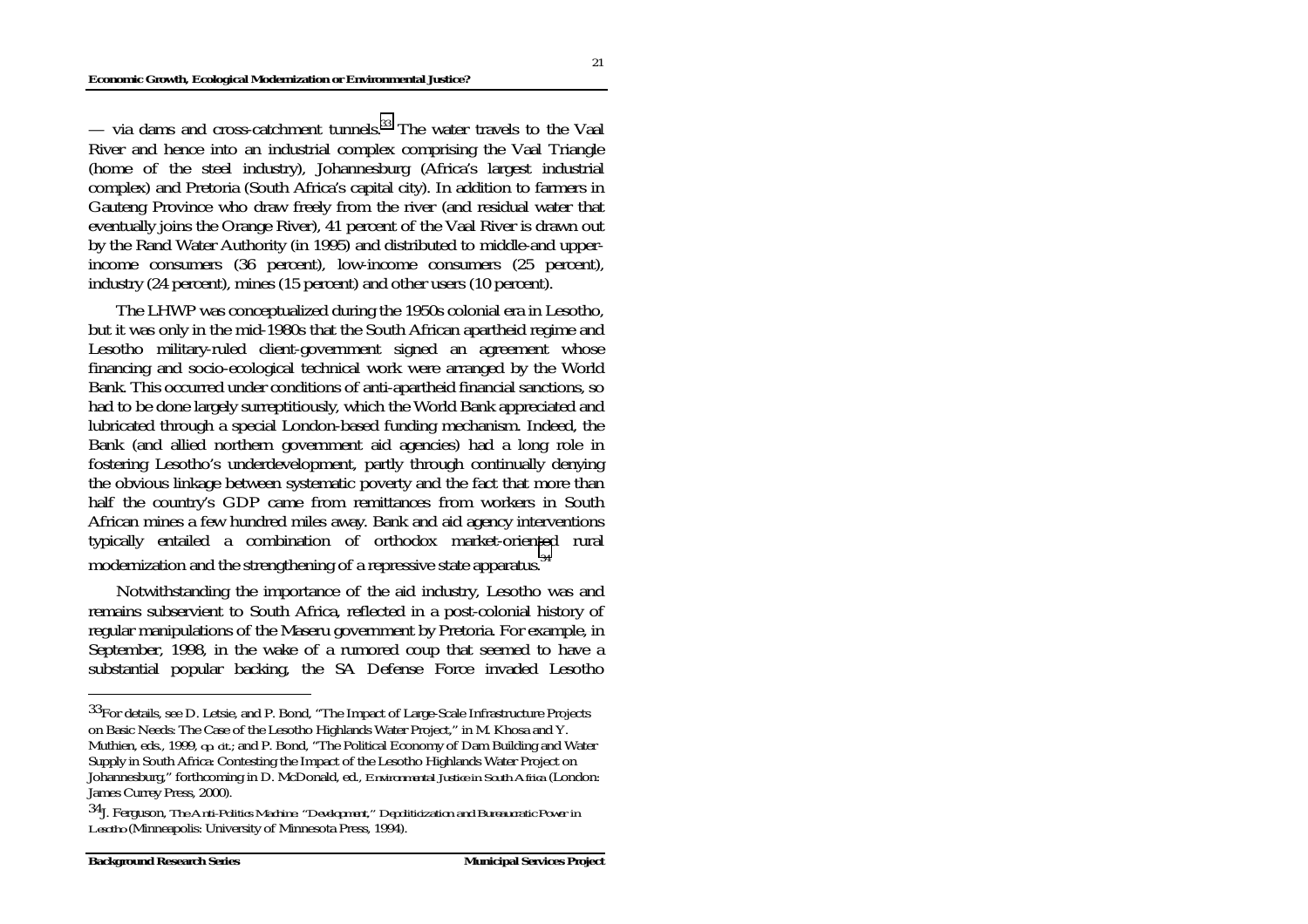— via dams and cross-catchment tunnels.[33] The water travels to the Vaal River and hence into an industrial complex comprising the Vaal Triangle (home of the steel industry), Johannesburg (Africa's largest industrial complex) and Pretoria (South Africa's capital city). In addition to farmers in Gauteng Province who draw freely from the river (and residual water that eventually joins the Orange River), 41 percent of the Vaal River is drawn out by the Rand Water Authority (in 1995) and distributed to middle-and upper-income consumers (36 percent), low-income consumers (25 percent), industry (24 percent), mines (15 percent) and other users (10 percent).

The LHWP was conceptualized during the 1950s colonial era in Lesotho, but it was only in the mid-1980s that the South African apartheid regime and Lesotho military-ruled client-government signed an agreement whose financing and socio-ecological technical work were arranged by the World Bank. This occurred under conditions of anti-apartheid financial sanctions, so had to be done largely surreptitiously, which the World Bank appreciated and lubricated through a special London-based funding mechanism. Indeed, the Bank (and allied northern government aid agencies) had a long role in fostering Lesotho's underdevelopment, partly through continually denying the obvious linkage between systematic poverty and the fact that more than half the country's GDP came from remittances from workers in South African mines a few hundred miles away. Bank and aid agency interventions typically entailed a combination of orthodox market-oriented rural modernization and the strengthening of a repressive state apparatus.[34]

Notwithstanding the importance of the aid industry, Lesotho was and remains subservient to South Africa, reflected in a post-colonial history of regular manipulations of the Maseru government by Pretoria. For example, in September, 1998, in the wake of a rumored coup that seemed to have a substantial popular backing, the SA Defense Force invaded Lesotho

---

[33] For details, see D. Letsie, and P. Bond, "The Impact of Large-Scale Infrastructure Projects on Basic Needs: The Case of the Lesotho Highlands Water Project," in M. Khosa and Y. Muthien, eds., 1999, *op. cit.*; and P. Bond, "The Political Economy of Dam Building and Water Supply in South Africa: Contesting the Impact of the Lesotho Highlands Water Project on Johannesburg," forthcoming in D. McDonald, ed., *Environmental Justice in South Africa* (London: James Currey Press, 2000).

[34] J. Ferguson, *The Anti-Politics Machine: "Development," Depoliticization and Bureaucratic Power in Lesotho* (Minneapolis: University of Minnesota Press, 1994).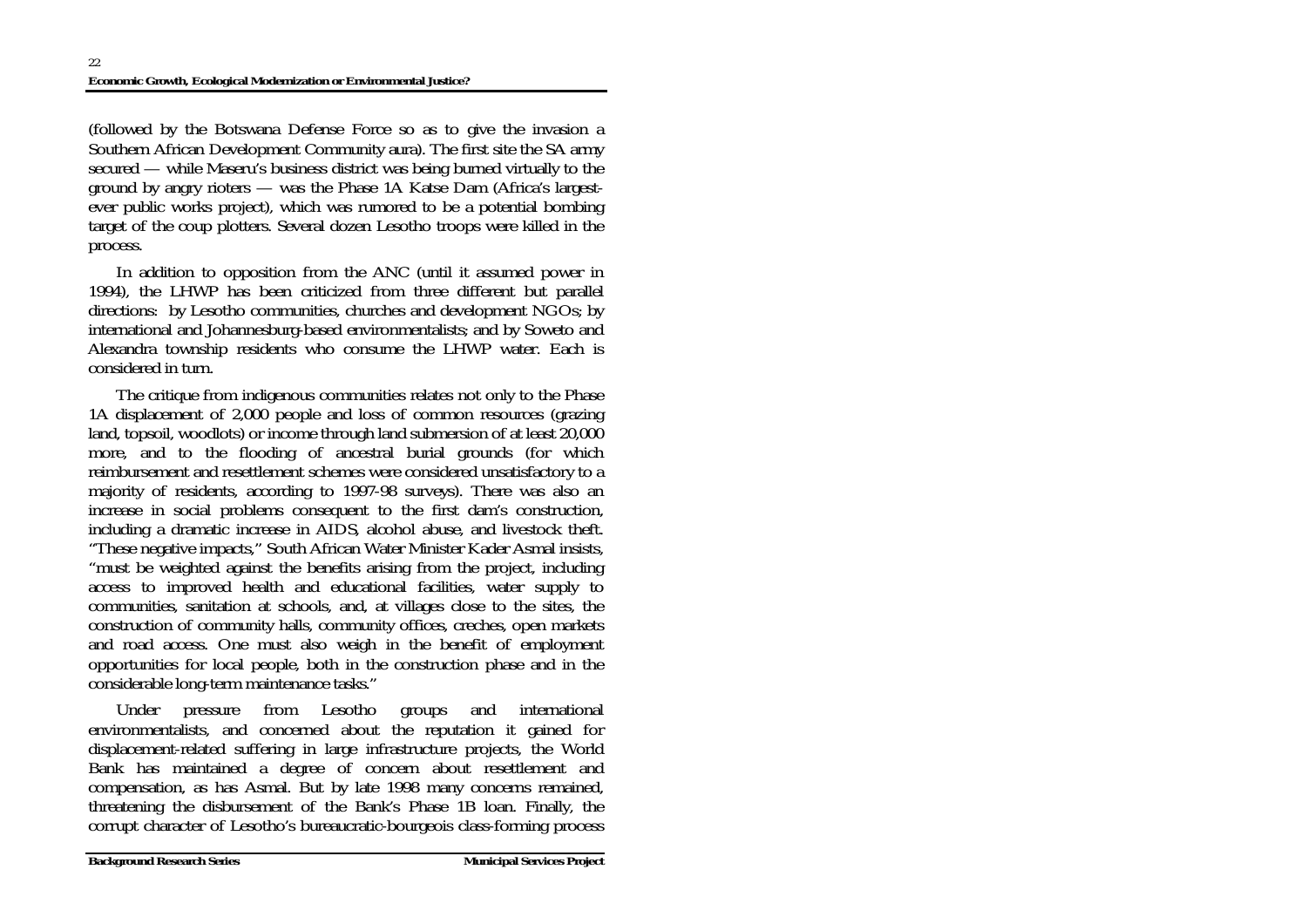(followed by the Botswana Defense Force so as to give the invasion a Southern African Development Community aura). The first site the SA army secured — while Maseru's business district was being burned virtually to the ground by angry rioters — was the Phase 1A Katse Dam (Africa's largest-ever public works project), which was rumored to be a potential bombing target of the coup plotters. Several dozen Lesotho troops were killed in the process.

In addition to opposition from the ANC (until it assumed power in 1994), the LHWP has been criticized from three different but parallel directions: by Lesotho communities, churches and development NGOs; by international and Johannesburg-based environmentalists; and by Soweto and Alexandra township residents who consume the LHWP water. Each is considered in turn.

The critique from indigenous communities relates not only to the Phase 1A displacement of 2,000 people and loss of common resources (grazing land, topsoil, woodlots) or income through land submersion of at least 20,000 more, and to the flooding of ancestral burial grounds (for which reimbursement and resettlement schemes were considered unsatisfactory to a majority of residents, according to 1997-98 surveys). There was also an increase in social problems consequent to the first dam's construction, including a dramatic increase in AIDS, alcohol abuse, and livestock theft. "These negative impacts," South African Water Minister Kader Asmal insists, "must be weighted against the benefits arising from the project, including access to improved health and educational facilities, water supply to communities, sanitation at schools, and, at villages close to the sites, the construction of community halls, community offices, creches, open markets and road access. One must also weigh in the benefit of employment opportunities for local people, both in the construction phase and in the considerable long-term maintenance tasks."

Under pressure from Lesotho groups and international environmentalists, and concerned about the reputation it gained for displacement-related suffering in large infrastructure projects, the World Bank has maintained a degree of concern about resettlement and compensation, as has Asmal. But by late 1998 many concerns remained, threatening the disbursement of the Bank's Phase 1B loan. Finally, the corrupt character of Lesotho's bureaucratic-bourgeois class-forming process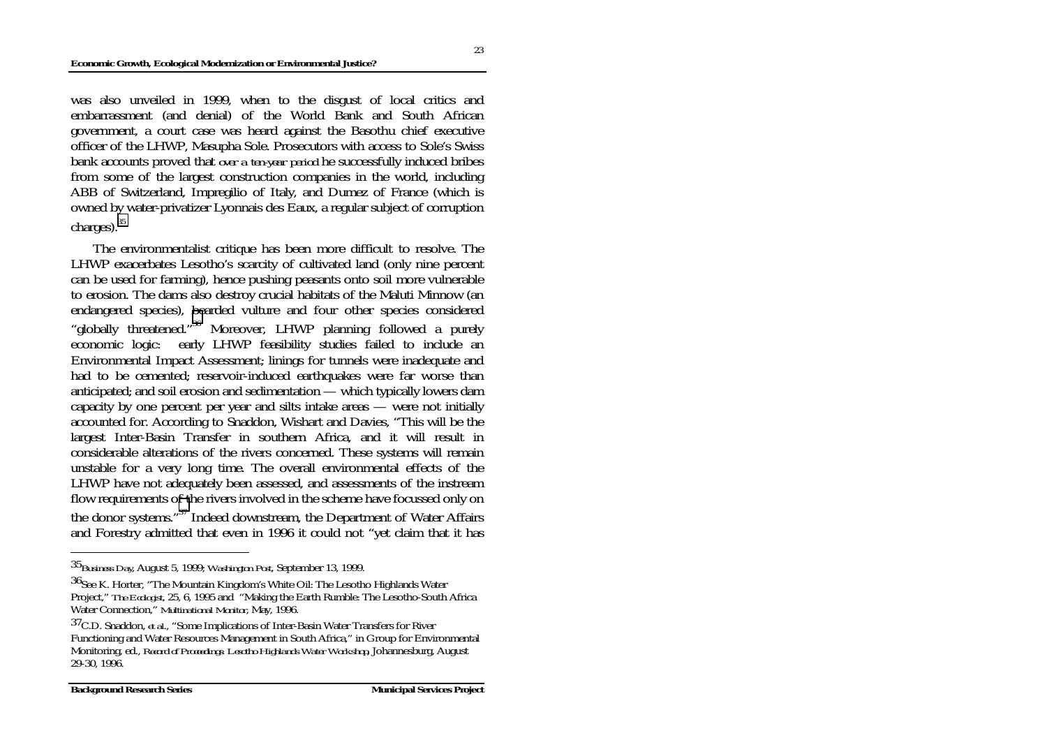was also unveiled in 1999, when to the disgust of local critics and embarrassment (and denial) of the World Bank and South African government, a court case was heard against the Basothu chief executive officer of the LHWP, Masupha Sole. Prosecutors with access to Sole's Swiss bank accounts proved that *over a ten-year period* he successfully induced bribes from some of the largest construction companies in the world, including ABB of Switzerland, Impregilio of Italy, and Dumez of France (which is owned by water-privatizer Lyonnais des Eaux, a regular subject of corruption charges).[35]

The environmentalist critique has been more difficult to resolve. The LHWP exacerbates Lesotho's scarcity of cultivated land (only nine percent can be used for farming), hence pushing peasants onto soil more vulnerable to erosion. The dams also destroy crucial habitats of the Maluti Minnow (an endangered species), bearded vulture and four other species considered "globally threatened."[36] Moreover, LHWP planning followed a purely economic logic: early LHWP feasibility studies failed to include an Environmental Impact Assessment; linings for tunnels were inadequate and had to be cemented; reservoir-induced earthquakes were far worse than anticipated; and soil erosion and sedimentation — which typically lowers dam capacity by one percent per year and silts intake areas — were not initially accounted for. According to Snaddon, Wishart and Davies, "This will be the largest Inter-Basin Transfer in southern Africa, and it will result in considerable alterations of the rivers concerned. These systems will remain unstable for a very long time. The overall environmental effects of the LHWP have not adequately been assessed, and assessments of the instream flow requirements of the rivers involved in the scheme have focussed only on the donor systems."[37] Indeed downstream, the Department of Water Affairs and Forestry admitted that even in 1996 it could not "yet claim that it has

---

35 *Business Day*, August 5, 1999; *Washington Post*, September 13, 1999.

36 See K. Horter, "The Mountain Kingdom's White Oil: The Lesotho Highlands Water Project," *The Ecologist*, 25, 6, 1995 and "Making the Earth Rumble: The Lesotho-South Africa Water Connection," *Multinational Monitor*, May, 1996.

37 C.D. Snaddon, *et al.*, "Some Implications of Inter-Basin Water Transfers for River Functioning and Water Resources Management in South Africa," in Group for Environmental Monitoring, ed., *Record of Proceedings: Lesotho Highlands Water Workshop*, Johannesburg, August 29-30, 1996.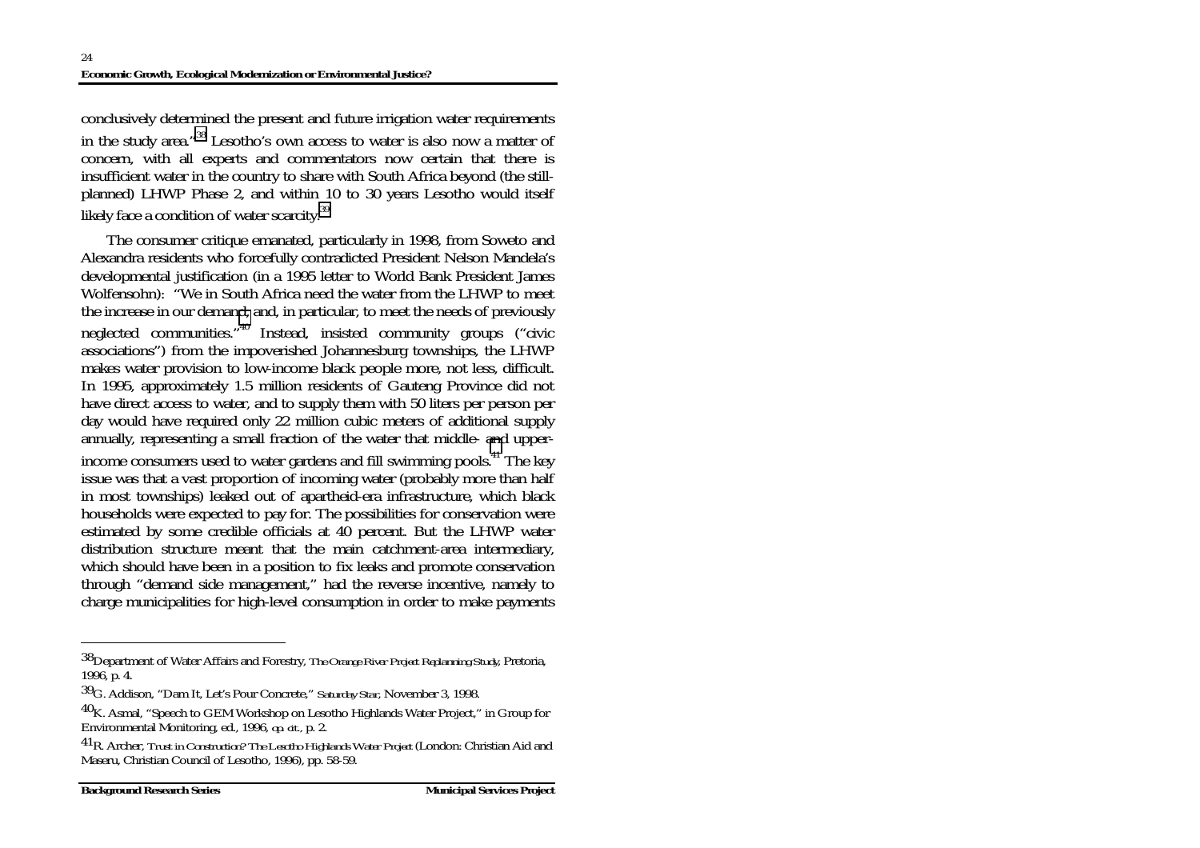conclusively determined the present and future irrigation water requirements in the study area."[38] Lesotho's own access to water is also now a matter of concern, with all experts and commentators now certain that there is insufficient water in the country to share with South Africa beyond (the still-planned) LHWP Phase 2, and within 10 to 30 years Lesotho would itself likely face a condition of water scarcity.[39]

The consumer critique emanated, particularly in 1998, from Soweto and Alexandra residents who forcefully contradicted President Nelson Mandela's developmental justification (in a 1995 letter to World Bank President James Wolfensohn): "We in South Africa need the water from the LHWP to meet the increase in our demand, and, in particular, to meet the needs of previously neglected communities."[40] Instead, insisted community groups ("civic associations") from the impoverished Johannesburg townships, the LHWP makes water provision to low-income black people more, not less, difficult. In 1995, approximately 1.5 million residents of Gauteng Province did not have direct access to water, and to supply them with 50 liters per person per day would have required only 22 million cubic meters of additional supply annually, representing a small fraction of the water that middle- and upper-income consumers used to water gardens and fill swimming pools.[41] The key issue was that a vast proportion of incoming water (probably more than half in most townships) leaked out of apartheid-era infrastructure, which black households were expected to pay for. The possibilities for conservation were estimated by some credible officials at 40 percent. But the LHWP water distribution structure meant that the main catchment-area intermediary, which should have been in a position to fix leaks and promote conservation through "demand side management," had the reverse incentive, namely to charge municipalities for high-level consumption in order to make payments

---

[38] Department of Water Affairs and Forestry, *The Orange River Project Replanning Study*, Pretoria, 1996, p. 4.

[39] G. Addison, "Dam It, Let's Pour Concrete," *Saturday Star*, November 3, 1998.

[40] K. Asmal, "Speech to GEM Workshop on Lesotho Highlands Water Project," in Group for Environmental Monitoring, ed., 1996, *op. cit.*, p. 2.

[41] R. Archer, *Trust in Construction? The Lesotho Highlands Water Project* (London: Christian Aid and Maseru, Christian Council of Lesotho, 1996), pp. 58-59.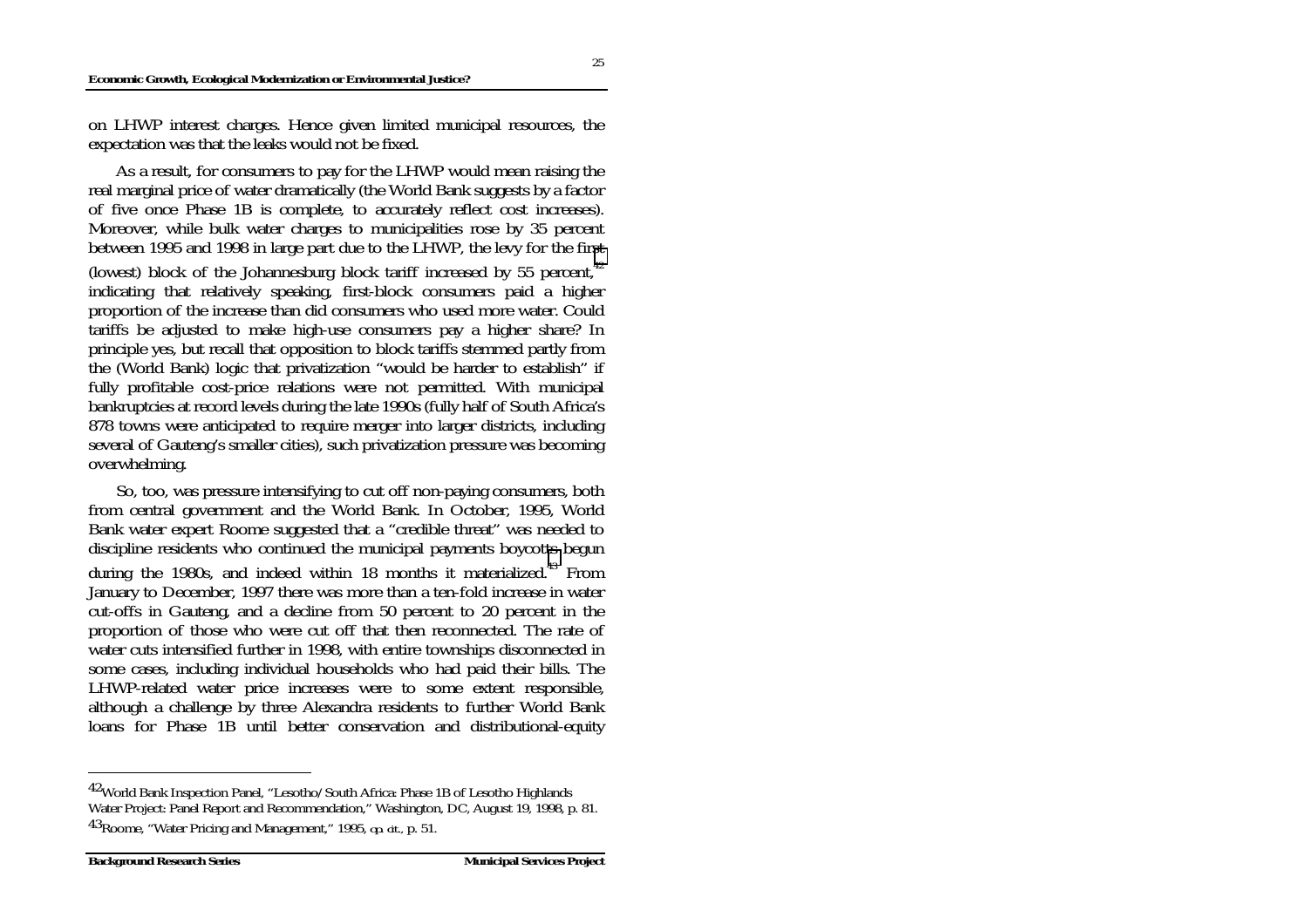on LHWP interest charges. Hence given limited municipal resources, the expectation was that the leaks would not be fixed.

As a result, for consumers to pay for the LHWP would mean raising the real marginal price of water dramatically (the World Bank suggests by a factor of five once Phase 1B is complete, to accurately reflect cost increases). Moreover, while bulk water charges to municipalities rose by 35 percent between 1995 and 1998 in large part due to the LHWP, the levy for the first (lowest) block of the Johannesburg block tariff increased by 55 percent,[42] indicating that relatively speaking, first-block consumers paid a higher proportion of the increase than did consumers who used more water. Could tariffs be adjusted to make high-use consumers pay a higher share? In principle yes, but recall that opposition to block tariffs stemmed partly from the (World Bank) logic that privatization "would be harder to establish" if fully profitable cost-price relations were not permitted. With municipal bankruptcies at record levels during the late 1990s (fully half of South Africa's 878 towns were anticipated to require merger into larger districts, including several of Gauteng's smaller cities), such privatization pressure was becoming overwhelming.

So, too, was pressure intensifying to cut off non-paying consumers, both from central government and the World Bank. In October, 1995, World Bank water expert Roome suggested that a "credible threat" was needed to discipline residents who continued the municipal payments boycotts begun during the 1980s, and indeed within 18 months it materialized.[43] From January to December, 1997 there was more than a ten-fold increase in water cut-offs in Gauteng, and a decline from 50 percent to 20 percent in the proportion of those who were cut off that then reconnected. The rate of water cuts intensified further in 1998, with entire townships disconnected in some cases, including individual households who had paid their bills. The LHWP-related water price increases were to some extent responsible, although a challenge by three Alexandra residents to further World Bank loans for Phase 1B until better conservation and distributional-equity

---

42 World Bank Inspection Panel, "Lesotho/South Africa: Phase 1B of Lesotho Highlands Water Project: Panel Report and Recommendation," Washington, DC, August 19, 1998, p. 81.

43 Roome, "Water Pricing and Management," 1995, *op. cit.*, p. 51.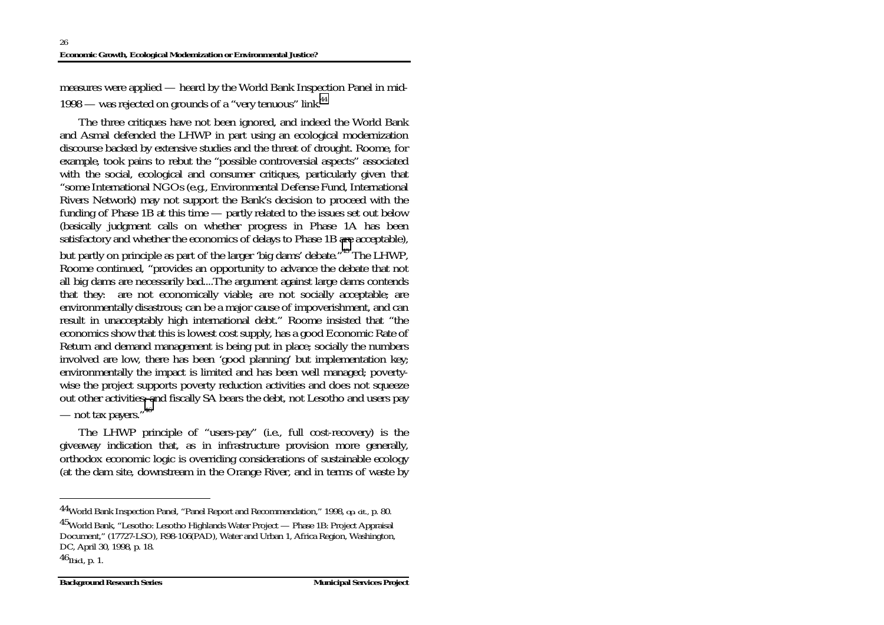measures were applied — heard by the World Bank Inspection Panel in mid-1998 — was rejected on grounds of a "very tenuous" link.[44]

The three critiques have not been ignored, and indeed the World Bank and Asmal defended the LHWP in part using an ecological modernization discourse backed by extensive studies and the threat of drought. Roome, for example, took pains to rebut the "possible controversial aspects" associated with the social, ecological and consumer critiques, particularly given that "some International NGOs (e.g., Environmental Defense Fund, International Rivers Network) may not support the Bank's decision to proceed with the funding of Phase 1B at this time — partly related to the issues set out below (basically judgment calls on whether progress in Phase 1A has been satisfactory and whether the economics of delays to Phase 1B are acceptable), but partly on principle as part of the larger 'big dams' debate."[45] The LHWP, Roome continued, "provides an opportunity to advance the debate that not all big dams are necessarily bad....The argument against large dams contends that they: are not economically viable; are not socially acceptable; are environmentally disastrous; can be a major cause of impoverishment, and can result in unacceptably high international debt." Roome insisted that "the economics show that this is lowest cost supply, has a good Economic Rate of Return and demand management is being put in place; socially the numbers involved are low, there has been 'good planning' but implementation key; environmentally the impact is limited and has been well managed; poverty-wise the project supports poverty reduction activities and does not squeeze out other activities; and fiscally SA bears the debt, not Lesotho and users pay — not tax payers."[46]

The LHWP principle of "users-pay" (i.e., full cost-recovery) is the giveaway indication that, as in infrastructure provision more generally, orthodox economic logic is overriding considerations of sustainable ecology (at the dam site, downstream in the Orange River, and in terms of waste by

---

44 World Bank Inspection Panel, "Panel Report and Recommendation," 1998, *op. cit.*, p. 80.

45 World Bank, "Lesotho: Lesotho Highlands Water Project — Phase 1B: Project Appraisal Document," (17727-LSO), R98-106(PAD), Water and Urban 1, Africa Region, Washington, DC, April 30, 1998, p. 18.

46 *Ibid.*, p. 1.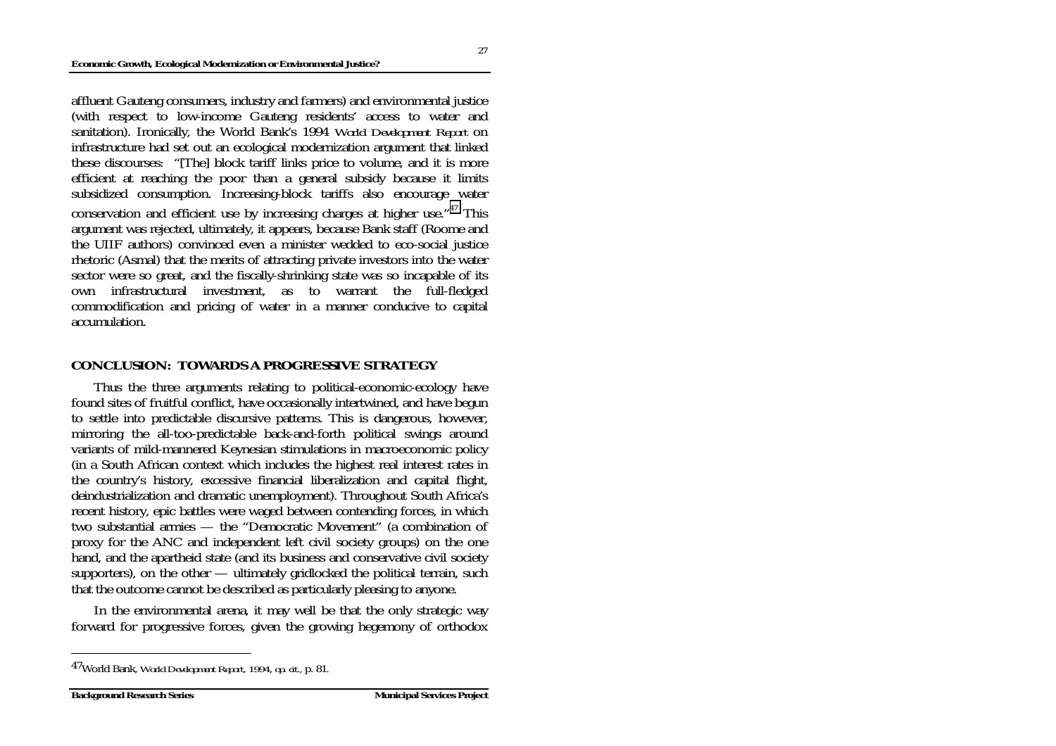affluent Gauteng consumers, industry and farmers) and environmental justice (with respect to low-income Gauteng residents' access to water and sanitation). Ironically, the World Bank's 1994 *World Development Report* on infrastructure had set out an ecological modernization argument that linked these discourses: "[The] block tariff links price to volume, and it is more efficient at reaching the poor than a general subsidy because it limits subsidized consumption. Increasing-block tariffs also encourage water conservation and efficient use by increasing charges at higher use."[47] This argument was rejected, ultimately, it appears, because Bank staff (Roome and the UIIF authors) convinced even a minister wedded to eco-social justice rhetoric (Asmal) that the merits of attracting private investors into the water sector were so great, and the fiscally-shrinking state was so incapable of its own infrastructural investment, as to warrant the full-fledged commodification and pricing of water in a manner conducive to capital accumulation.

## CONCLUSION: TOWARDS A PROGRESSIVE STRATEGY

Thus the three arguments relating to political-economic-ecology have found sites of fruitful conflict, have occasionally intertwined, and have begun to settle into predictable discursive patterns. This is dangerous, however, mirroring the all-too-predictable back-and-forth political swings around variants of mild-mannered Keynesian stimulations in macroeconomic policy (in a South African context which includes the highest real interest rates in the country's history, excessive financial liberalization and capital flight, deindustrialization and dramatic unemployment). Throughout South Africa's recent history, epic battles were waged between contending forces, in which two substantial armies — the "Democratic Movement" (a combination of proxy for the ANC and independent left civil society groups) on the one hand, and the apartheid state (and its business and conservative civil society supporters), on the other — ultimately gridlocked the political terrain, such that the outcome cannot be described as particularly pleasing to anyone.

In the environmental arena, it may well be that the only strategic way forward for progressive forces, given the growing hegemony of orthodox

---

[47] World Bank, *World Development Report*, 1994, *op. cit.*, p. 81.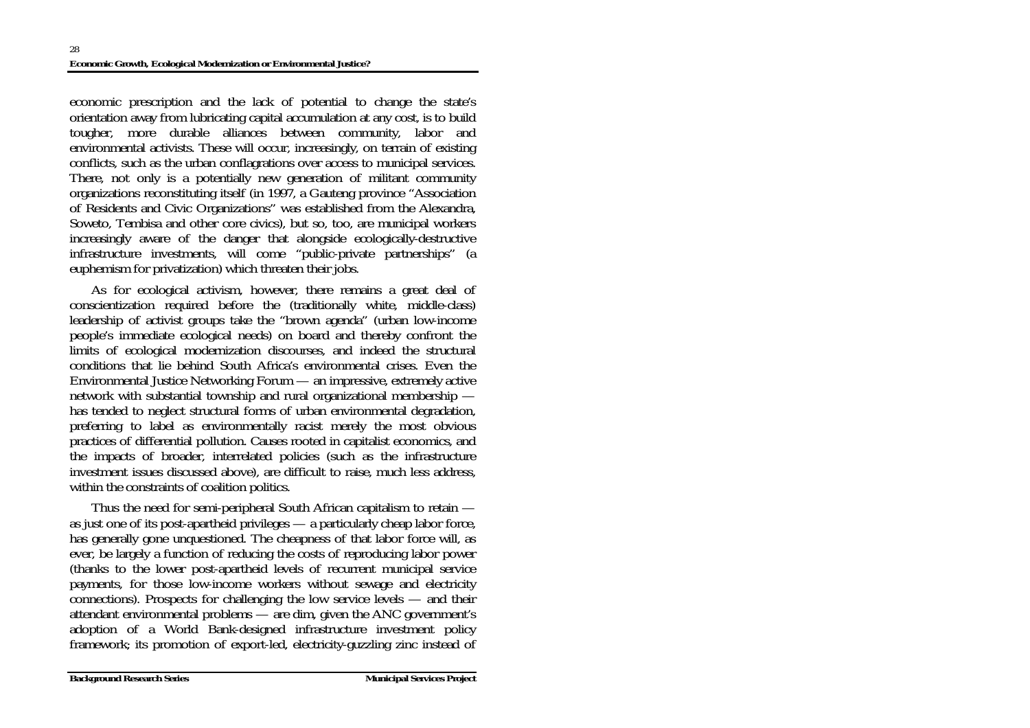economic prescription and the lack of potential to change the state's orientation away from lubricating capital accumulation at any cost, is to build tougher, more durable alliances between community, labor and environmental activists. These will occur, increasingly, on terrain of existing conflicts, such as the urban conflagrations over access to municipal services. There, not only is a potentially new generation of militant community organizations reconstituting itself (in 1997, a Gauteng province "Association of Residents and Civic Organizations" was established from the Alexandra, Soweto, Tembisa and other core civics), but so, too, are municipal workers increasingly aware of the danger that alongside ecologically-destructive infrastructure investments, will come "public-private partnerships" (a euphemism for privatization) which threaten their jobs.

As for ecological activism, however, there remains a great deal of conscientization required before the (traditionally white, middle-class) leadership of activist groups take the "brown agenda" (urban low-income people's immediate ecological needs) on board and thereby confront the limits of ecological modernization discourses, and indeed the structural conditions that lie behind South Africa's environmental crises. Even the Environmental Justice Networking Forum — an impressive, extremely active network with substantial township and rural organizational membership — has tended to neglect structural forms of urban environmental degradation, preferring to label as environmentally racist merely the most obvious practices of differential pollution. Causes rooted in capitalist economics, and the impacts of broader, interrelated policies (such as the infrastructure investment issues discussed above), are difficult to raise, much less address, within the constraints of coalition politics.

Thus the need for semi-peripheral South African capitalism to retain — as just one of its post-apartheid privileges — a particularly cheap labor force, has generally gone unquestioned. The cheapness of that labor force will, as ever, be largely a function of reducing the costs of reproducing labor power (thanks to the lower post-apartheid levels of recurrent municipal service payments, for those low-income workers without sewage and electricity connections). Prospects for challenging the low service levels — and their attendant environmental problems — are dim, given the ANC government's adoption of a World Bank-designed infrastructure investment policy framework; its promotion of export-led, electricity-guzzling zinc instead of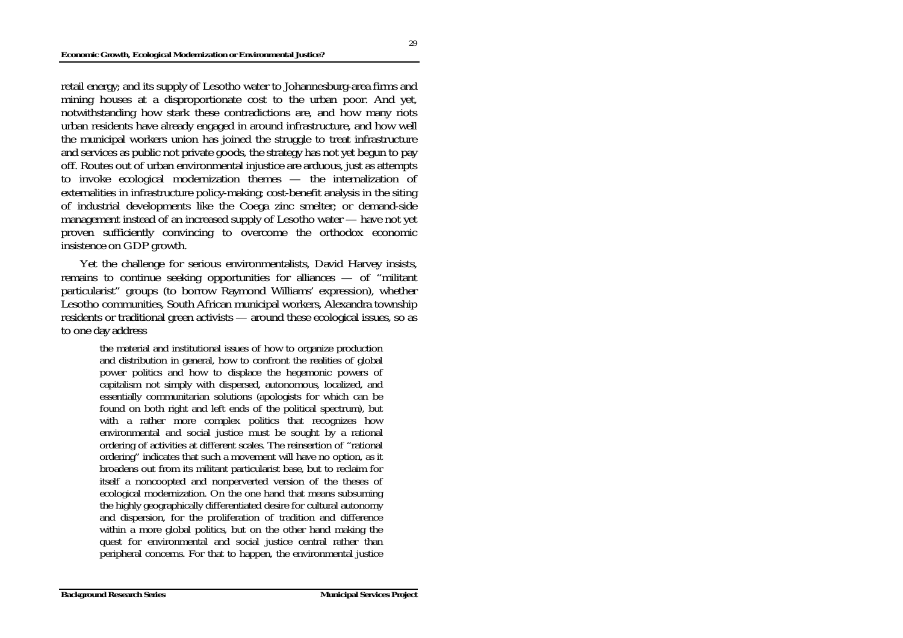retail energy; and its supply of Lesotho water to Johannesburg-area firms and mining houses at a disproportionate cost to the urban poor. And yet, notwithstanding how stark these contradictions are, and how many riots urban residents have already engaged in around infrastructure, and how well the municipal workers union has joined the struggle to treat infrastructure and services as public not private goods, the strategy has not yet begun to pay off. Routes out of urban environmental injustice are arduous, just as attempts to invoke ecological modernization themes — the internalization of externalities in infrastructure policy-making; cost-benefit analysis in the siting of industrial developments like the Coega zinc smelter; or demand-side management instead of an increased supply of Lesotho water — have not yet proven sufficiently convincing to overcome the orthodox economic insistence on GDP growth.

Yet the challenge for serious environmentalists, David Harvey insists, remains to continue seeking opportunities for alliances — of "militant particularist" groups (to borrow Raymond Williams' expression), whether Lesotho communities, South African municipal workers, Alexandra township residents or traditional green activists — around these ecological issues, so as to one day address

> the material and institutional issues of how to organize production and distribution in general, how to confront the realities of global power politics and how to displace the hegemonic powers of capitalism not simply with dispersed, autonomous, localized, and essentially communitarian solutions (apologists for which can be found on both right and left ends of the political spectrum), but with a rather more complex politics that recognizes how environmental and social justice must be sought by a rational ordering of activities at different scales. The reinsertion of "rational ordering" indicates that such a movement will have no option, as it broadens out from its militant particularist base, but to reclaim for itself a noncoopted and nonperverted version of the theses of ecological modernization. On the one hand that means subsuming the highly geographically differentiated desire for cultural autonomy and dispersion, for the proliferation of tradition and difference within a more global politics, but on the other hand making the quest for environmental and social justice central rather than peripheral concerns. For that to happen, the environmental justice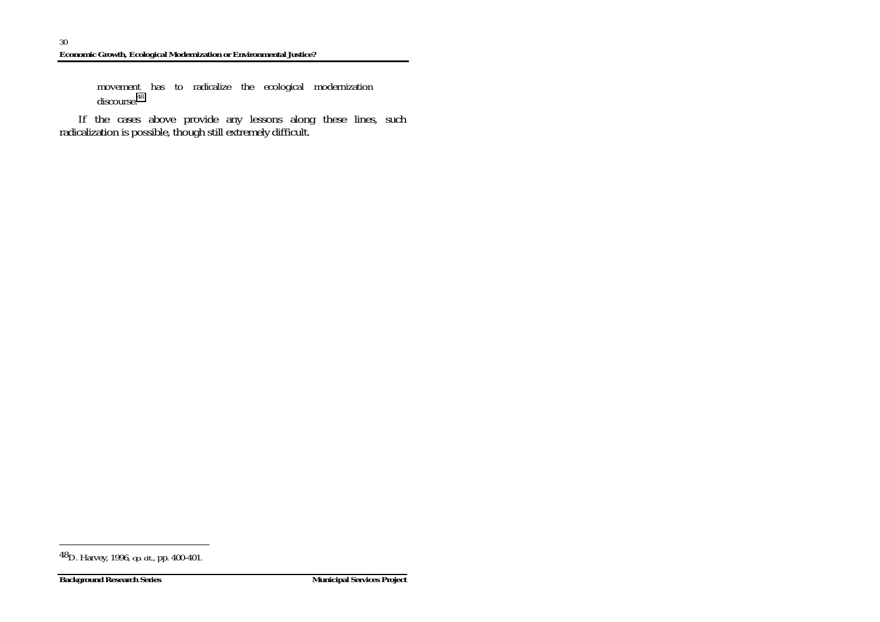> movement has to radicalize the ecological modernization discourse.[48]

If the cases above provide any lessons along these lines, such radicalization is possible, though still extremely difficult.

---

[48] D. Harvey, 1996, *op. cit.*, pp. 400-401.